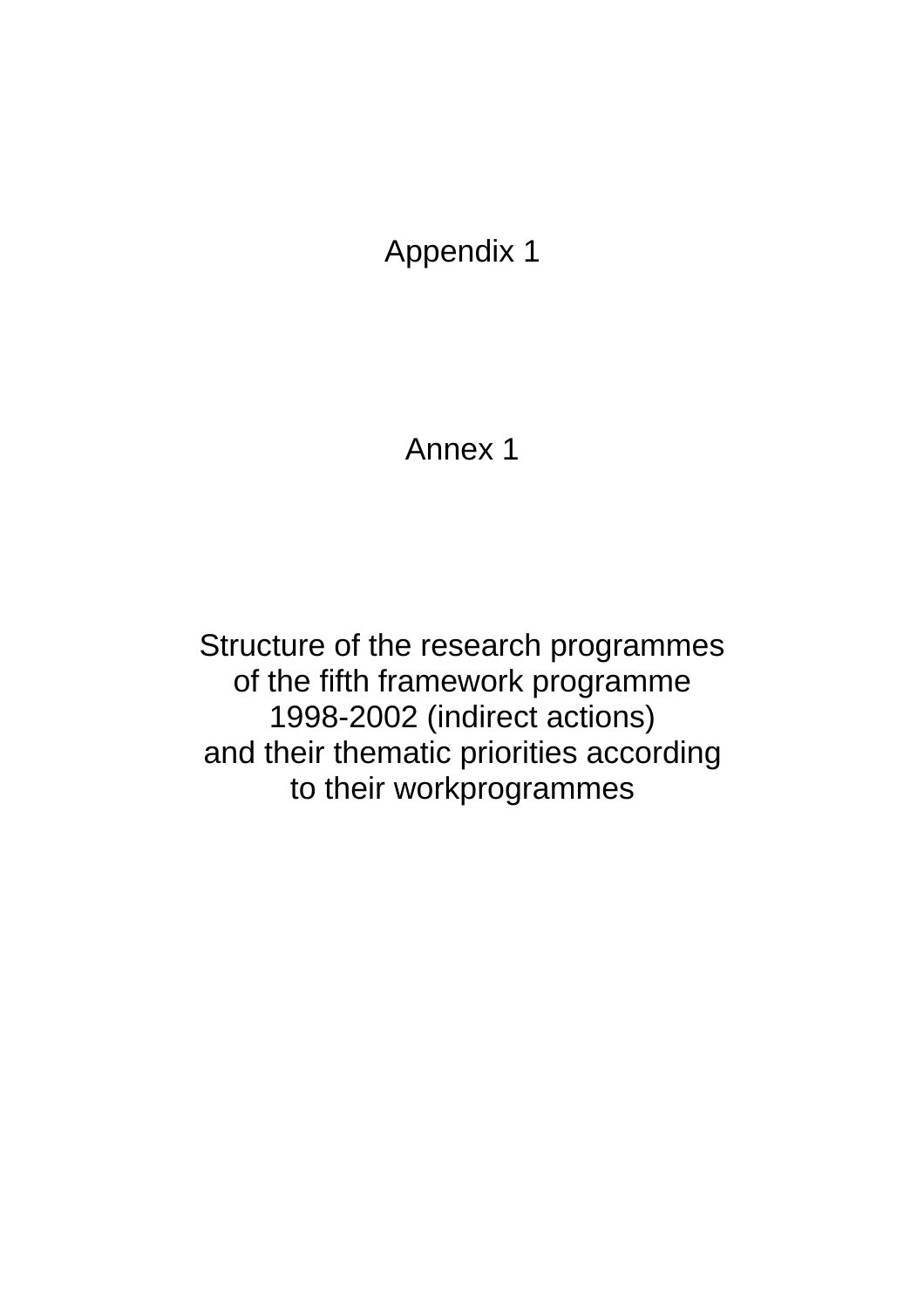# Appendix 1

# Annex 1

# Structure of the research programmes of the fifth framework programme 1998-2002 (indirect actions) and their thematic priorities according to their workprogrammes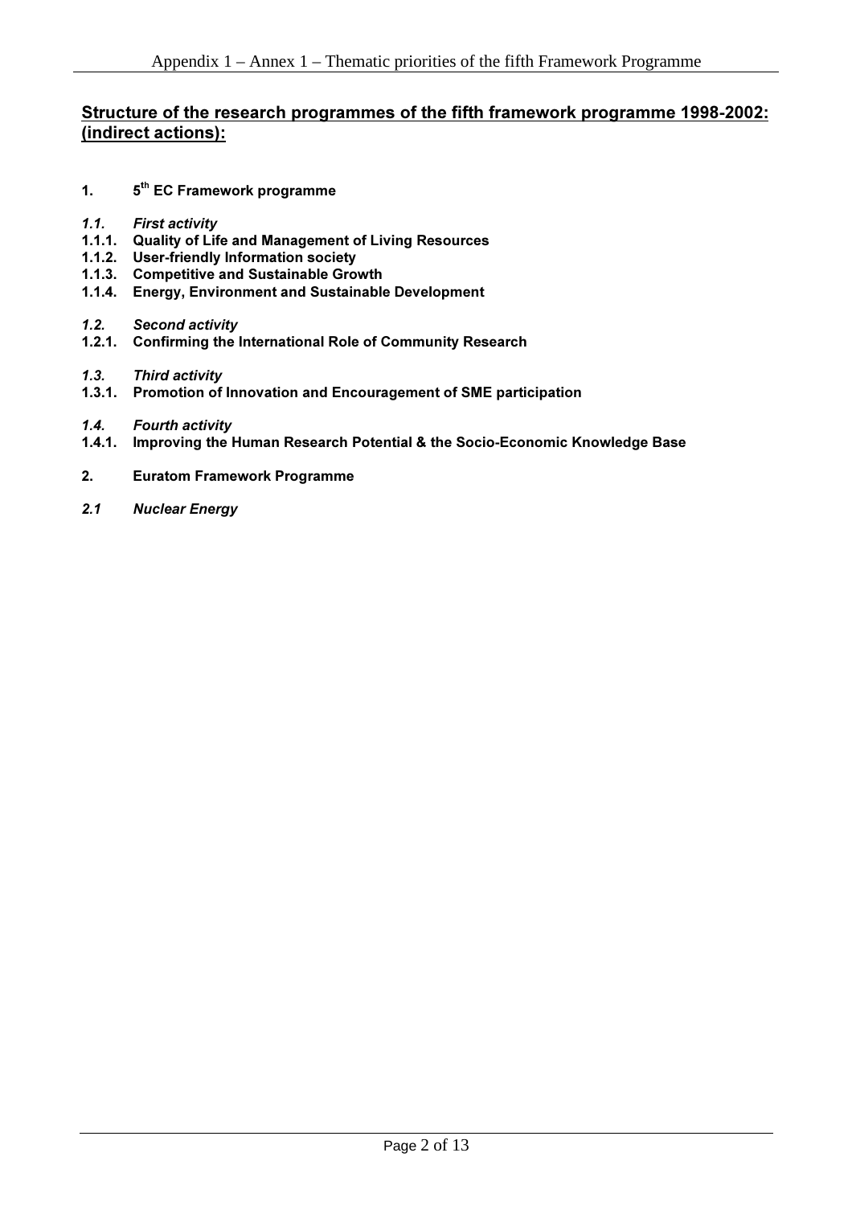## Structure of the research programmes of the fifth framework programme 1998-2002: (indirect actions):

**1. 5th EC Framework programme**

***1.1. First activity***

**1.1.1. Quality of Life and Management of Living Resources**

**1.1.2. User-friendly Information society**

**1.1.3. Competitive and Sustainable Growth**

**1.1.4. Energy, Environment and Sustainable Development**

***1.2. Second activity***

**1.2.1. Confirming the International Role of Community Research**

***1.3. Third activity***

**1.3.1. Promotion of Innovation and Encouragement of SME participation**

***1.4. Fourth activity***

**1.4.1. Improving the Human Research Potential & the Socio-Economic Knowledge Base**

**2. Euratom Framework Programme**

***2.1 Nuclear Energy***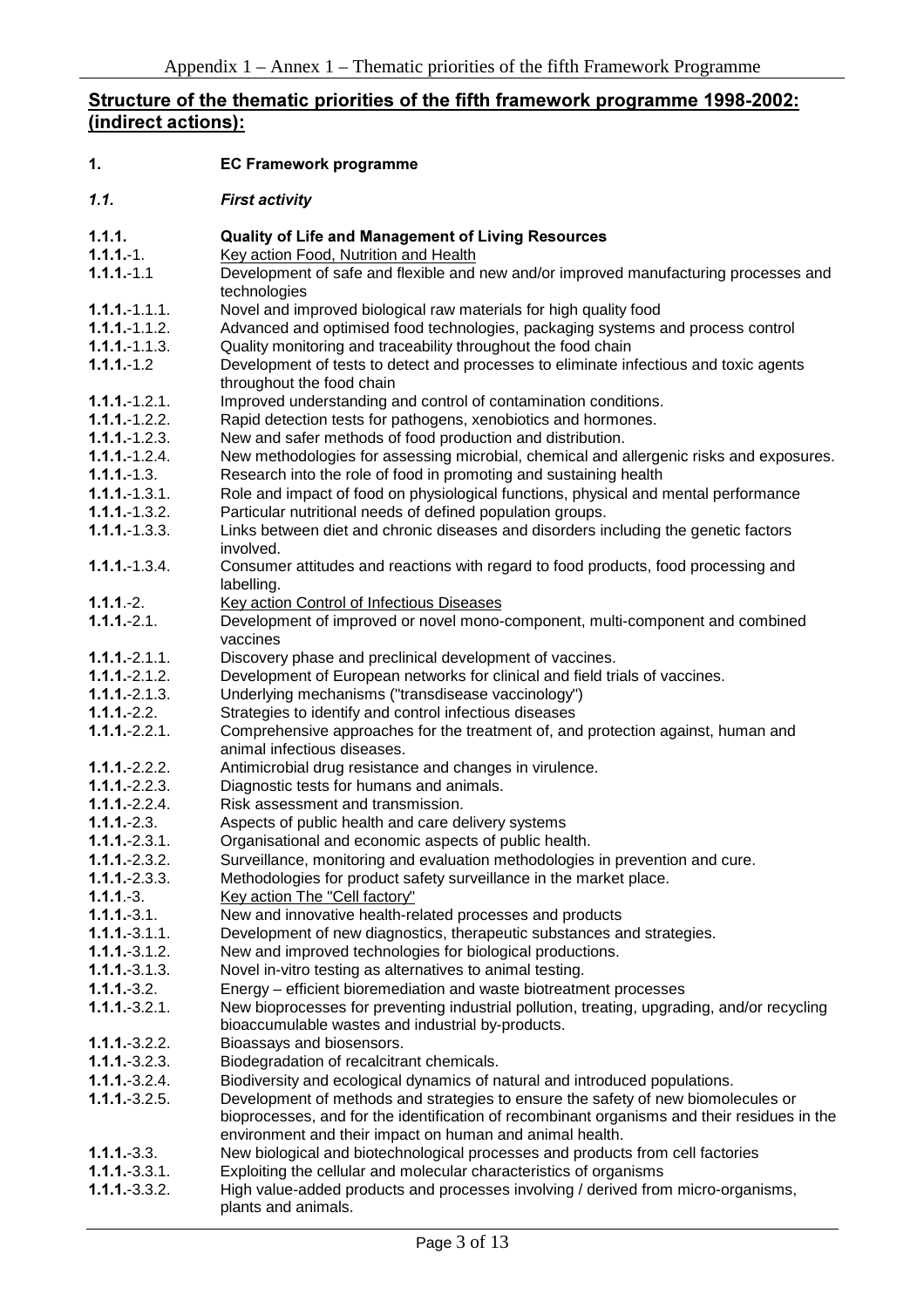## Structure of the thematic priorities of the fifth framework programme 1998-2002: (indirect actions):

| | |
|---|---|
| **1.** | **EC Framework programme** |
| ***1.1.*** | ***First activity*** |
| **1.1.1.** | **Quality of Life and Management of Living Resources** |
| **1.1.1.**-1. | Key action Food, Nutrition and Health |
| **1.1.1.**-1.1 | Development of safe and flexible and new and/or improved manufacturing processes and technologies |
| **1.1.1.**-1.1.1. | Novel and improved biological raw materials for high quality food |
| **1.1.1.**-1.1.2. | Advanced and optimised food technologies, packaging systems and process control |
| **1.1.1.**-1.1.3. | Quality monitoring and traceability throughout the food chain |
| **1.1.1.**-1.2 | Development of tests to detect and processes to eliminate infectious and toxic agents throughout the food chain |
| **1.1.1.**-1.2.1. | Improved understanding and control of contamination conditions. |
| **1.1.1.**-1.2.2. | Rapid detection tests for pathogens, xenobiotics and hormones. |
| **1.1.1.**-1.2.3. | New and safer methods of food production and distribution. |
| **1.1.1.**-1.2.4. | New methodologies for assessing microbial, chemical and allergenic risks and exposures. |
| **1.1.1.**-1.3. | Research into the role of food in promoting and sustaining health |
| **1.1.1.**-1.3.1. | Role and impact of food on physiological functions, physical and mental performance |
| **1.1.1.**-1.3.2. | Particular nutritional needs of defined population groups. |
| **1.1.1.**-1.3.3. | Links between diet and chronic diseases and disorders including the genetic factors involved. |
| **1.1.1.**-1.3.4. | Consumer attitudes and reactions with regard to food products, food processing and labelling. |
| **1.1.1.**-2. | Key action Control of Infectious Diseases |
| **1.1.1.**-2.1. | Development of improved or novel mono-component, multi-component and combined vaccines |
| **1.1.1.**-2.1.1. | Discovery phase and preclinical development of vaccines. |
| **1.1.1.**-2.1.2. | Development of European networks for clinical and field trials of vaccines. |
| **1.1.1.**-2.1.3. | Underlying mechanisms ("transdisease vaccinology") |
| **1.1.1.**-2.2. | Strategies to identify and control infectious diseases |
| **1.1.1.**-2.2.1. | Comprehensive approaches for the treatment of, and protection against, human and animal infectious diseases. |
| **1.1.1.**-2.2.2. | Antimicrobial drug resistance and changes in virulence. |
| **1.1.1.**-2.2.3. | Diagnostic tests for humans and animals. |
| **1.1.1.**-2.2.4. | Risk assessment and transmission. |
| **1.1.1.**-2.3. | Aspects of public health and care delivery systems |
| **1.1.1.**-2.3.1. | Organisational and economic aspects of public health. |
| **1.1.1.**-2.3.2. | Surveillance, monitoring and evaluation methodologies in prevention and cure. |
| **1.1.1.**-2.3.3. | Methodologies for product safety surveillance in the market place. |
| **1.1.1.**-3. | Key action The "Cell factory" |
| **1.1.1.**-3.1. | New and innovative health-related processes and products |
| **1.1.1.**-3.1.1. | Development of new diagnostics, therapeutic substances and strategies. |
| **1.1.1.**-3.1.2. | New and improved technologies for biological productions. |
| **1.1.1.**-3.1.3. | Novel in-vitro testing as alternatives to animal testing. |
| **1.1.1.**-3.2. | Energy – efficient bioremediation and waste biotreatment processes |
| **1.1.1.**-3.2.1. | New bioprocesses for preventing industrial pollution, treating, upgrading, and/or recycling bioaccumulable wastes and industrial by-products. |
| **1.1.1.**-3.2.2. | Bioassays and biosensors. |
| **1.1.1.**-3.2.3. | Biodegradation of recalcitrant chemicals. |
| **1.1.1.**-3.2.4. | Biodiversity and ecological dynamics of natural and introduced populations. |
| **1.1.1.**-3.2.5. | Development of methods and strategies to ensure the safety of new biomolecules or bioprocesses, and for the identification of recombinant organisms and their residues in the environment and their impact on human and animal health. |
| **1.1.1.**-3.3. | New biological and biotechnological processes and products from cell factories |
| **1.1.1.**-3.3.1. | Exploiting the cellular and molecular characteristics of organisms |
| **1.1.1.**-3.3.2. | High value-added products and processes involving / derived from micro-organisms, plants and animals. |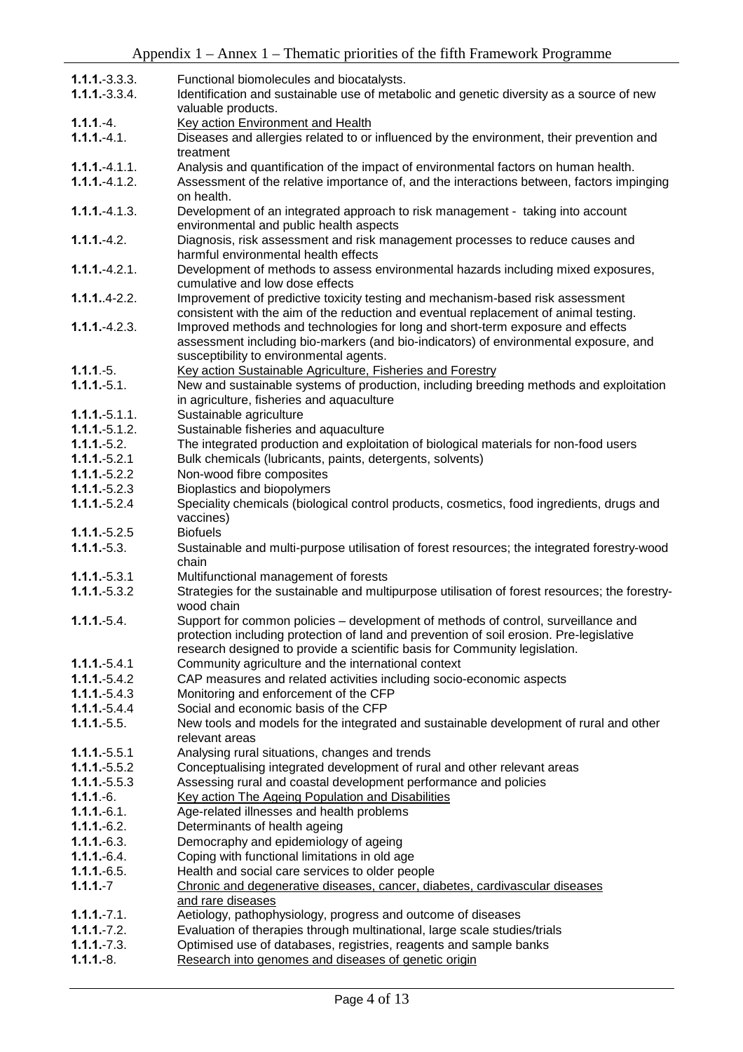| | |
|---|---|
| **1.1.1**.-3.3.3. | Functional biomolecules and biocatalysts. |
| **1.1.1**.-3.3.4. | Identification and sustainable use of metabolic and genetic diversity as a source of new valuable products. |
| **1.1.1**.-4. | Key action Environment and Health |
| **1.1.1**.-4.1. | Diseases and allergies related to or influenced by the environment, their prevention and treatment |
| **1.1.1**.-4.1.1. | Analysis and quantification of the impact of environmental factors on human health. |
| **1.1.1**.-4.1.2. | Assessment of the relative importance of, and the interactions between, factors impinging on health. |
| **1.1.1**.-4.1.3. | Development of an integrated approach to risk management - taking into account environmental and public health aspects |
| **1.1.1**.-4.2. | Diagnosis, risk assessment and risk management processes to reduce causes and harmful environmental health effects |
| **1.1.1**.-4.2.1. | Development of methods to assess environmental hazards including mixed exposures, cumulative and low dose effects |
| **1.1.1**..4-2.2. | Improvement of predictive toxicity testing and mechanism-based risk assessment consistent with the aim of the reduction and eventual replacement of animal testing. |
| **1.1.1**.-4.2.3. | Improved methods and technologies for long and short-term exposure and effects assessment including bio-markers (and bio-indicators) of environmental exposure, and susceptibility to environmental agents. |
| **1.1.1**.-5. | Key action Sustainable Agriculture, Fisheries and Forestry |
| **1.1.1**.-5.1. | New and sustainable systems of production, including breeding methods and exploitation in agriculture, fisheries and aquaculture |
| **1.1.1**.-5.1.1. | Sustainable agriculture |
| **1.1.1**.-5.1.2. | Sustainable fisheries and aquaculture |
| **1.1.1**.-5.2. | The integrated production and exploitation of biological materials for non-food users |
| **1.1.1**.-5.2.1 | Bulk chemicals (lubricants, paints, detergents, solvents) |
| **1.1.1**.-5.2.2 | Non-wood fibre composites |
| **1.1.1**.-5.2.3 | Bioplastics and biopolymers |
| **1.1.1**.-5.2.4 | Speciality chemicals (biological control products, cosmetics, food ingredients, drugs and vaccines) |
| **1.1.1**.-5.2.5 | Biofuels |
| **1.1.1**.-5.3. | Sustainable and multi-purpose utilisation of forest resources; the integrated forestry-wood chain |
| **1.1.1**.-5.3.1 | Multifunctional management of forests |
| **1.1.1**.-5.3.2 | Strategies for the sustainable and multipurpose utilisation of forest resources; the forestry-wood chain |
| **1.1.1**.-5.4. | Support for common policies – development of methods of control, surveillance and protection including protection of land and prevention of soil erosion. Pre-legislative research designed to provide a scientific basis for Community legislation. |
| **1.1.1**.-5.4.1 | Community agriculture and the international context |
| **1.1.1**.-5.4.2 | CAP measures and related activities including socio-economic aspects |
| **1.1.1**.-5.4.3 | Monitoring and enforcement of the CFP |
| **1.1.1**.-5.4.4 | Social and economic basis of the CFP |
| **1.1.1**.-5.5. | New tools and models for the integrated and sustainable development of rural and other relevant areas |
| **1.1.1**.-5.5.1 | Analysing rural situations, changes and trends |
| **1.1.1**.-5.5.2 | Conceptualising integrated development of rural and other relevant areas |
| **1.1.1**.-5.5.3 | Assessing rural and coastal development performance and policies |
| **1.1.1**.-6. | Key action The Ageing Population and Disabilities |
| **1.1.1**.-6.1. | Age-related illnesses and health problems |
| **1.1.1**.-6.2. | Determinants of health ageing |
| **1.1.1**.-6.3. | Democraphy and epidemiology of ageing |
| **1.1.1**.-6.4. | Coping with functional limitations in old age |
| **1.1.1**.-6.5. | Health and social care services to older people |
| **1.1.1**.-7 | Chronic and degenerative diseases, cancer, diabetes, cardivascular diseases and rare diseases |
| **1.1.1**.-7.1. | Aetiology, pathophysiology, progress and outcome of diseases |
| **1.1.1**.-7.2. | Evaluation of therapies through multinational, large scale studies/trials |
| **1.1.1**.-7.3. | Optimised use of databases, registries, reagents and sample banks |
| **1.1.1**.-8. | Research into genomes and diseases of genetic origin |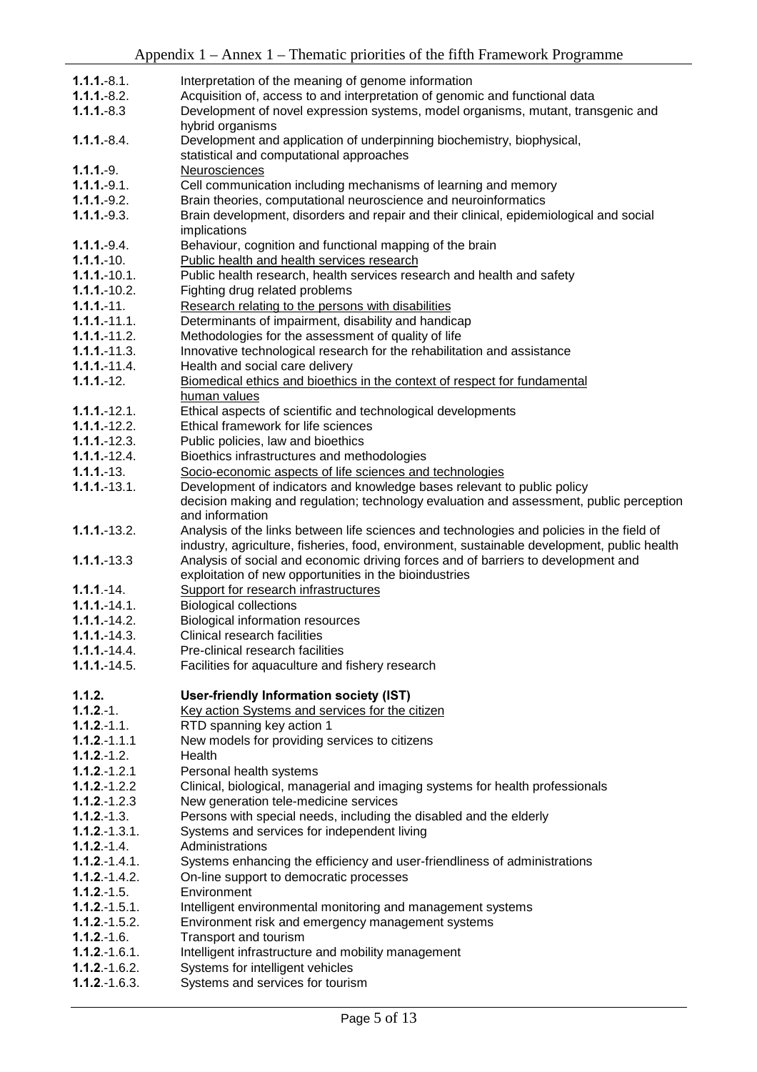| | |
|---|---|
| **1.1.1.**-8.1. | Interpretation of the meaning of genome information |
| **1.1.1.**-8.2. | Acquisition of, access to and interpretation of genomic and functional data |
| **1.1.1.**-8.3 | Development of novel expression systems, model organisms, mutant, transgenic and hybrid organisms |
| **1.1.1.**-8.4. | Development and application of underpinning biochemistry, biophysical, statistical and computational approaches |
| **1.1.1.**-9. | Neurosciences |
| **1.1.1.**-9.1. | Cell communication including mechanisms of learning and memory |
| **1.1.1.**-9.2. | Brain theories, computational neuroscience and neuroinformatics |
| **1.1.1.**-9.3. | Brain development, disorders and repair and their clinical, epidemiological and social implications |
| **1.1.1.**-9.4. | Behaviour, cognition and functional mapping of the brain |
| **1.1.1.**-10. | Public health and health services research |
| **1.1.1.**-10.1. | Public health research, health services research and health and safety |
| **1.1.1.**-10.2. | Fighting drug related problems |
| **1.1.1.**-11. | Research relating to the persons with disabilities |
| **1.1.1.**-11.1. | Determinants of impairment, disability and handicap |
| **1.1.1.**-11.2. | Methodologies for the assessment of quality of life |
| **1.1.1.**-11.3. | Innovative technological research for the rehabilitation and assistance |
| **1.1.1.**-11.4. | Health and social care delivery |
| **1.1.1.**-12. | Biomedical ethics and bioethics in the context of respect for fundamental human values |
| **1.1.1.**-12.1. | Ethical aspects of scientific and technological developments |
| **1.1.1.**-12.2. | Ethical framework for life sciences |
| **1.1.1.**-12.3. | Public policies, law and bioethics |
| **1.1.1.**-12.4. | Bioethics infrastructures and methodologies |
| **1.1.1.**-13. | Socio-economic aspects of life sciences and technologies |
| **1.1.1.**-13.1. | Development of indicators and knowledge bases relevant to public policy decision making and regulation; technology evaluation and assessment, public perception and information |
| **1.1.1.**-13.2. | Analysis of the links between life sciences and technologies and policies in the field of industry, agriculture, fisheries, food, environment, sustainable development, public health |
| **1.1.1.**-13.3 | Analysis of social and economic driving forces and of barriers to development and exploitation of new opportunities in the bioindustries |
| **1.1.1.**-14. | Support for research infrastructures |
| **1.1.1.**-14.1. | Biological collections |
| **1.1.1.**-14.2. | Biological information resources |
| **1.1.1.**-14.3. | Clinical research facilities |
| **1.1.1.**-14.4. | Pre-clinical research facilities |
| **1.1.1.**-14.5. | Facilities for aquaculture and fishery research |
| | |
| **1.1.2.** | **User-friendly Information society (IST)** |
| **1.1.2.**-1. | Key action Systems and services for the citizen |
| **1.1.2.**-1.1. | RTD spanning key action 1 |
| **1.1.2.**-1.1.1 | New models for providing services to citizens |
| **1.1.2.**-1.2. | Health |
| **1.1.2.**-1.2.1 | Personal health systems |
| **1.1.2.**-1.2.2 | Clinical, biological, managerial and imaging systems for health professionals |
| **1.1.2.**-1.2.3 | New generation tele-medicine services |
| **1.1.2.**-1.3. | Persons with special needs, including the disabled and the elderly |
| **1.1.2.**-1.3.1. | Systems and services for independent living |
| **1.1.2.**-1.4. | Administrations |
| **1.1.2.**-1.4.1. | Systems enhancing the efficiency and user-friendliness of administrations |
| **1.1.2.**-1.4.2. | On-line support to democratic processes |
| **1.1.2.**-1.5. | Environment |
| **1.1.2.**-1.5.1. | Intelligent environmental monitoring and management systems |
| **1.1.2.**-1.5.2. | Environment risk and emergency management systems |
| **1.1.2.**-1.6. | Transport and tourism |
| **1.1.2.**-1.6.1. | Intelligent infrastructure and mobility management |
| **1.1.2.**-1.6.2. | Systems for intelligent vehicles |
| **1.1.2.**-1.6.3. | Systems and services for tourism |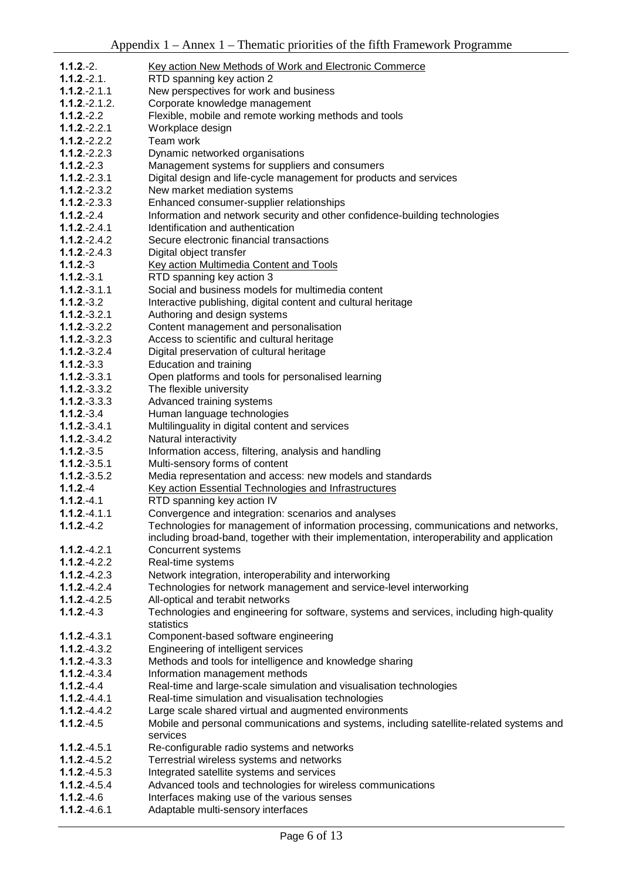| | |
|---|---|
| **1.1.2**.-2. | Key action New Methods of Work and Electronic Commerce |
| **1.1.2**.-2.1. | RTD spanning key action 2 |
| **1.1.2**.-2.1.1 | New perspectives for work and business |
| **1.1.2**.-2.1.2. | Corporate knowledge management |
| **1.1.2**.-2.2 | Flexible, mobile and remote working methods and tools |
| **1.1.2**.-2.2.1 | Workplace design |
| **1.1.2**.-2.2.2 | Team work |
| **1.1.2**.-2.2.3 | Dynamic networked organisations |
| **1.1.2**.-2.3 | Management systems for suppliers and consumers |
| **1.1.2**.-2.3.1 | Digital design and life-cycle management for products and services |
| **1.1.2**.-2.3.2 | New market mediation systems |
| **1.1.2**.-2.3.3 | Enhanced consumer-supplier relationships |
| **1.1.2**.-2.4 | Information and network security and other confidence-building technologies |
| **1.1.2**.-2.4.1 | Identification and authentication |
| **1.1.2**.-2.4.2 | Secure electronic financial transactions |
| **1.1.2**.-2.4.3 | Digital object transfer |
| **1.1.2**.-3 | Key action Multimedia Content and Tools |
| **1.1.2**.-3.1 | RTD spanning key action 3 |
| **1.1.2**.-3.1.1 | Social and business models for multimedia content |
| **1.1.2**.-3.2 | Interactive publishing, digital content and cultural heritage |
| **1.1.2**.-3.2.1 | Authoring and design systems |
| **1.1.2**.-3.2.2 | Content management and personalisation |
| **1.1.2**.-3.2.3 | Access to scientific and cultural heritage |
| **1.1.2**.-3.2.4 | Digital preservation of cultural heritage |
| **1.1.2**.-3.3 | Education and training |
| **1.1.2**.-3.3.1 | Open platforms and tools for personalised learning |
| **1.1.2**.-3.3.2 | The flexible university |
| **1.1.2**.-3.3.3 | Advanced training systems |
| **1.1.2**.-3.4 | Human language technologies |
| **1.1.2**.-3.4.1 | Multilinguality in digital content and services |
| **1.1.2**.-3.4.2 | Natural interactivity |
| **1.1.2**.-3.5 | Information access, filtering, analysis and handling |
| **1.1.2**.-3.5.1 | Multi-sensory forms of content |
| **1.1.2**.-3.5.2 | Media representation and access: new models and standards |
| **1.1.2**.-4 | Key action Essential Technologies and Infrastructures |
| **1.1.2**.-4.1 | RTD spanning key action IV |
| **1.1.2**.-4.1.1 | Convergence and integration: scenarios and analyses |
| **1.1.2**.-4.2 | Technologies for management of information processing, communications and networks, including broad-band, together with their implementation, interoperability and application |
| **1.1.2**.-4.2.1 | Concurrent systems |
| **1.1.2**.-4.2.2 | Real-time systems |
| **1.1.2**.-4.2.3 | Network integration, interoperability and interworking |
| **1.1.2**.-4.2.4 | Technologies for network management and service-level interworking |
| **1.1.2**.-4.2.5 | All-optical and terabit networks |
| **1.1.2**.-4.3 | Technologies and engineering for software, systems and services, including high-quality statistics |
| **1.1.2**.-4.3.1 | Component-based software engineering |
| **1.1.2**.-4.3.2 | Engineering of intelligent services |
| **1.1.2**.-4.3.3 | Methods and tools for intelligence and knowledge sharing |
| **1.1.2**.-4.3.4 | Information management methods |
| **1.1.2**.-4.4 | Real-time and large-scale simulation and visualisation technologies |
| **1.1.2**.-4.4.1 | Real-time simulation and visualisation technologies |
| **1.1.2**.-4.4.2 | Large scale shared virtual and augmented environments |
| **1.1.2**.-4.5 | Mobile and personal communications and systems, including satellite-related systems and services |
| **1.1.2**.-4.5.1 | Re-configurable radio systems and networks |
| **1.1.2**.-4.5.2 | Terrestrial wireless systems and networks |
| **1.1.2**.-4.5.3 | Integrated satellite systems and services |
| **1.1.2**.-4.5.4 | Advanced tools and technologies for wireless communications |
| **1.1.2**.-4.6 | Interfaces making use of the various senses |
| **1.1.2**.-4.6.1 | Adaptable multi-sensory interfaces |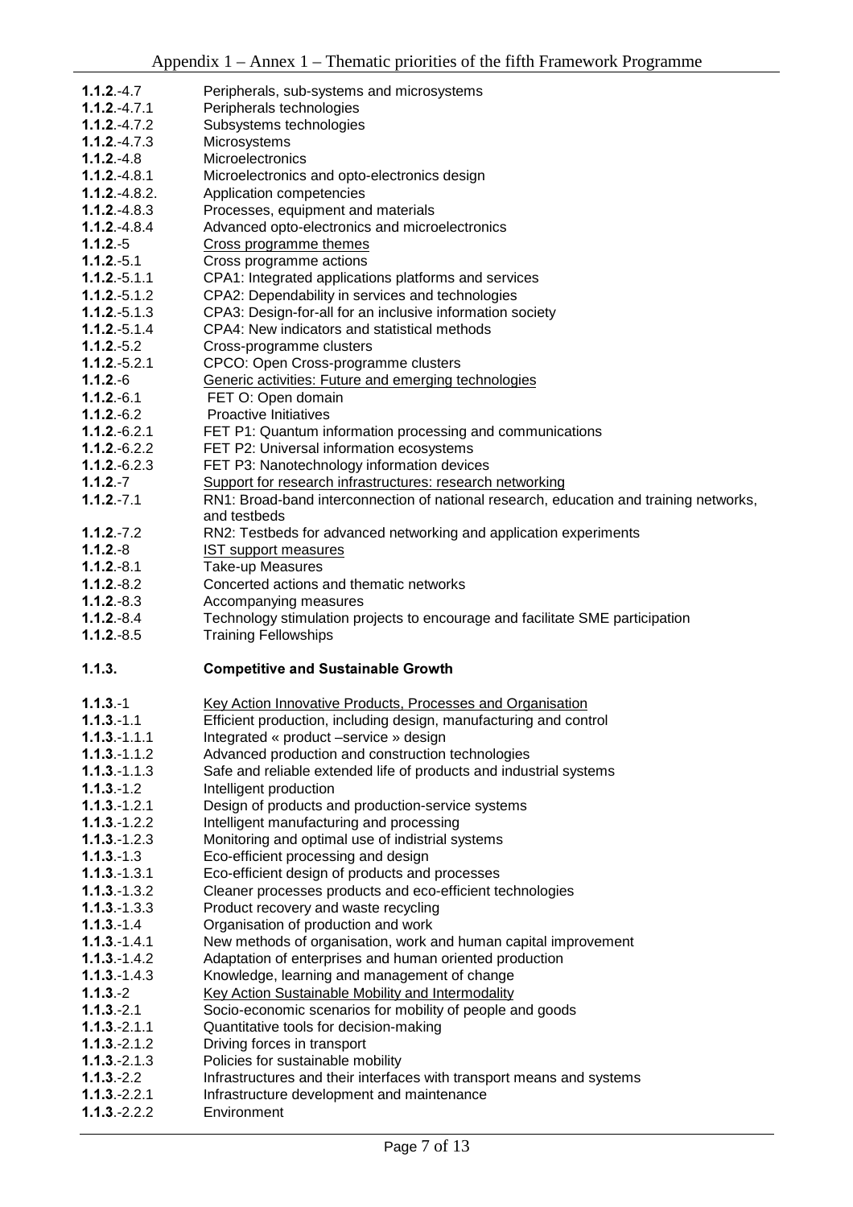| | |
|---|---|
| **1.1.2**.-4.7 | Peripherals, sub-systems and microsystems |
| **1.1.2**.-4.7.1 | Peripherals technologies |
| **1.1.2**.-4.7.2 | Subsystems technologies |
| **1.1.2**.-4.7.3 | Microsystems |
| **1.1.2**.-4.8 | Microelectronics |
| **1.1.2**.-4.8.1 | Microelectronics and opto-electronics design |
| **1.1.2**.-4.8.2. | Application competencies |
| **1.1.2**.-4.8.3 | Processes, equipment and materials |
| **1.1.2**.-4.8.4 | Advanced opto-electronics and microelectronics |
| **1.1.2**.-5 | <u>Cross programme themes</u> |
| **1.1.2**.-5.1 | Cross programme actions |
| **1.1.2**.-5.1.1 | CPA1: Integrated applications platforms and services |
| **1.1.2**.-5.1.2 | CPA2: Dependability in services and technologies |
| **1.1.2**.-5.1.3 | CPA3: Design-for-all for an inclusive information society |
| **1.1.2**.-5.1.4 | CPA4: New indicators and statistical methods |
| **1.1.2**.-5.2 | Cross-programme clusters |
| **1.1.2**.-5.2.1 | CPCO: Open Cross-programme clusters |
| **1.1.2**.-6 | <u>Generic activities: Future and emerging technologies</u> |
| **1.1.2**.-6.1 | FET O: Open domain |
| **1.1.2**.-6.2 | Proactive Initiatives |
| **1.1.2**.-6.2.1 | FET P1: Quantum information processing and communications |
| **1.1.2**.-6.2.2 | FET P2: Universal information ecosystems |
| **1.1.2**.-6.2.3 | FET P3: Nanotechnology information devices |
| **1.1.2**.-7 | <u>Support for research infrastructures: research networking</u> |
| **1.1.2**.-7.1 | RN1: Broad-band interconnection of national research, education and training networks, and testbeds |
| **1.1.2**.-7.2 | RN2: Testbeds for advanced networking and application experiments |
| **1.1.2**.-8 | <u>IST support measures</u> |
| **1.1.2**.-8.1 | Take-up Measures |
| **1.1.2**.-8.2 | Concerted actions and thematic networks |
| **1.1.2**.-8.3 | Accompanying measures |
| **1.1.2**.-8.4 | Technology stimulation projects to encourage and facilitate SME participation |
| **1.1.2**.-8.5 | Training Fellowships |

## 1.1.3. Competitive and Sustainable Growth

| | |
|---|---|
| **1.1.3**.-1 | <u>Key Action Innovative Products, Processes and Organisation</u> |
| **1.1.3**.-1.1 | Efficient production, including design, manufacturing and control |
| **1.1.3**.-1.1.1 | Integrated « product –service » design |
| **1.1.3**.-1.1.2 | Advanced production and construction technologies |
| **1.1.3**.-1.1.3 | Safe and reliable extended life of products and industrial systems |
| **1.1.3**.-1.2 | Intelligent production |
| **1.1.3**.-1.2.1 | Design of products and production-service systems |
| **1.1.3**.-1.2.2 | Intelligent manufacturing and processing |
| **1.1.3**.-1.2.3 | Monitoring and optimal use of indistrial systems |
| **1.1.3**.-1.3 | Eco-efficient processing and design |
| **1.1.3**.-1.3.1 | Eco-efficient design of products and processes |
| **1.1.3**.-1.3.2 | Cleaner processes products and eco-efficient technologies |
| **1.1.3**.-1.3.3 | Product recovery and waste recycling |
| **1.1.3**.-1.4 | Organisation of production and work |
| **1.1.3**.-1.4.1 | New methods of organisation, work and human capital improvement |
| **1.1.3**.-1.4.2 | Adaptation of enterprises and human oriented production |
| **1.1.3**.-1.4.3 | Knowledge, learning and management of change |
| **1.1.3**.-2 | <u>Key Action Sustainable Mobility and Intermodality</u> |
| **1.1.3**.-2.1 | Socio-economic scenarios for mobility of people and goods |
| **1.1.3**.-2.1.1 | Quantitative tools for decision-making |
| **1.1.3**.-2.1.2 | Driving forces in transport |
| **1.1.3**.-2.1.3 | Policies for sustainable mobility |
| **1.1.3**.-2.2 | Infrastructures and their interfaces with transport means and systems |
| **1.1.3**.-2.2.1 | Infrastructure development and maintenance |
| **1.1.3**.-2.2.2 | Environment |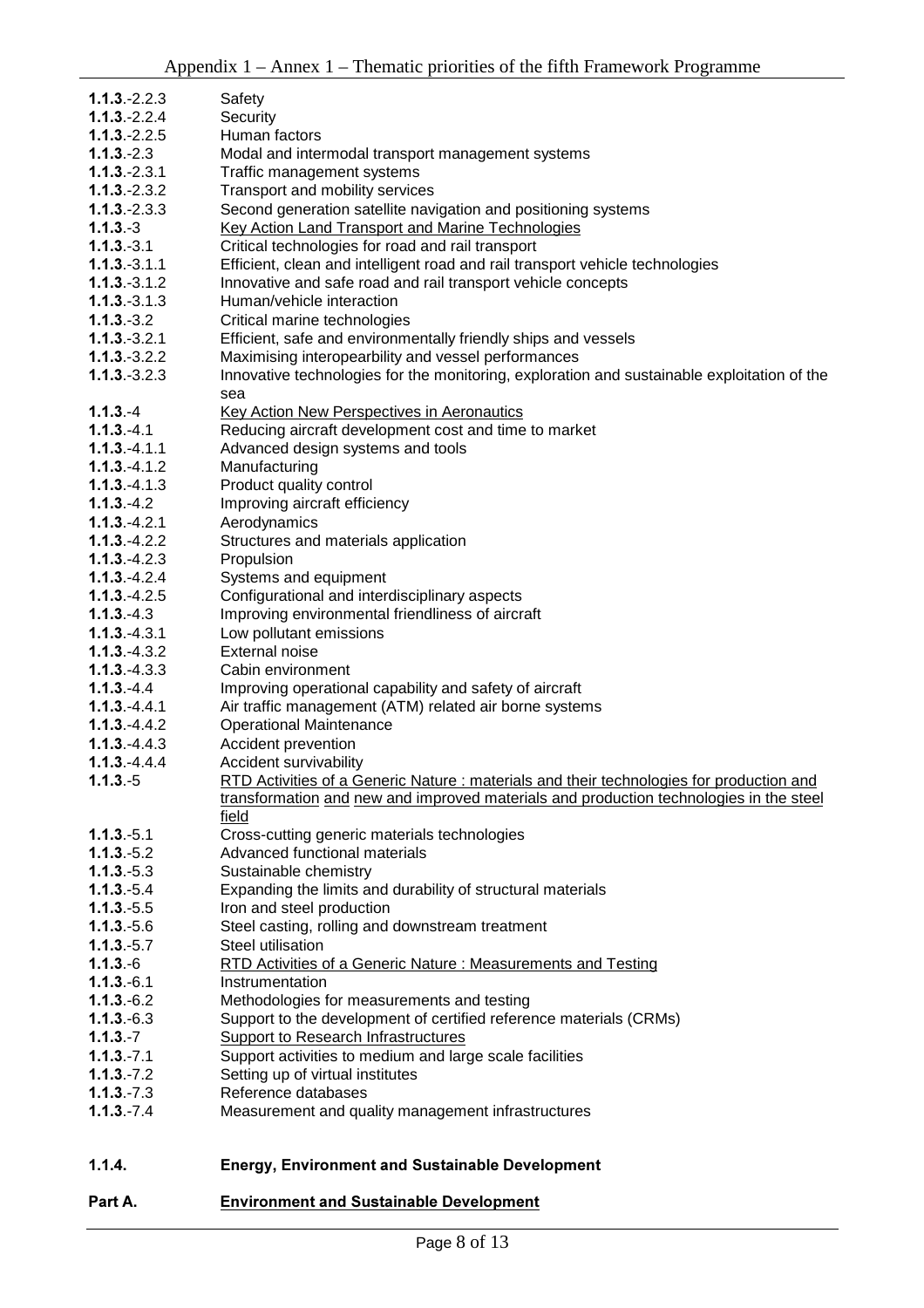| | |
|---|---|
| **1.1.3**.-2.2.3 | Safety |
| **1.1.3**.-2.2.4 | Security |
| **1.1.3**.-2.2.5 | Human factors |
| **1.1.3**.-2.3 | Modal and intermodal transport management systems |
| **1.1.3**.-2.3.1 | Traffic management systems |
| **1.1.3**.-2.3.2 | Transport and mobility services |
| **1.1.3**.-2.3.3 | Second generation satellite navigation and positioning systems |
| **1.1.3**.-3 | Key Action Land Transport and Marine Technologies |
| **1.1.3**.-3.1 | Critical technologies for road and rail transport |
| **1.1.3**.-3.1.1 | Efficient, clean and intelligent road and rail transport vehicle technologies |
| **1.1.3**.-3.1.2 | Innovative and safe road and rail transport vehicle concepts |
| **1.1.3**.-3.1.3 | Human/vehicle interaction |
| **1.1.3**.-3.2 | Critical marine technologies |
| **1.1.3**.-3.2.1 | Efficient, safe and environmentally friendly ships and vessels |
| **1.1.3**.-3.2.2 | Maximising interopearbility and vessel performances |
| **1.1.3**.-3.2.3 | Innovative technologies for the monitoring, exploration and sustainable exploitation of the sea |
| **1.1.3**.-4 | Key Action New Perspectives in Aeronautics |
| **1.1.3**.-4.1 | Reducing aircraft development cost and time to market |
| **1.1.3**.-4.1.1 | Advanced design systems and tools |
| **1.1.3**.-4.1.2 | Manufacturing |
| **1.1.3**.-4.1.3 | Product quality control |
| **1.1.3**.-4.2 | Improving aircraft efficiency |
| **1.1.3**.-4.2.1 | Aerodynamics |
| **1.1.3**.-4.2.2 | Structures and materials application |
| **1.1.3**.-4.2.3 | Propulsion |
| **1.1.3**.-4.2.4 | Systems and equipment |
| **1.1.3**.-4.2.5 | Configurational and interdisciplinary aspects |
| **1.1.3**.-4.3 | Improving environmental friendliness of aircraft |
| **1.1.3**.-4.3.1 | Low pollutant emissions |
| **1.1.3**.-4.3.2 | External noise |
| **1.1.3**.-4.3.3 | Cabin environment |
| **1.1.3**.-4.4 | Improving operational capability and safety of aircraft |
| **1.1.3**.-4.4.1 | Air traffic management (ATM) related air borne systems |
| **1.1.3**.-4.4.2 | Operational Maintenance |
| **1.1.3**.-4.4.3 | Accident prevention |
| **1.1.3**.-4.4.4 | Accident survivability |
| **1.1.3**.-5 | RTD Activities of a Generic Nature : materials and their technologies for production and transformation and new and improved materials and production technologies in the steel field |
| **1.1.3**.-5.1 | Cross-cutting generic materials technologies |
| **1.1.3**.-5.2 | Advanced functional materials |
| **1.1.3**.-5.3 | Sustainable chemistry |
| **1.1.3**.-5.4 | Expanding the limits and durability of structural materials |
| **1.1.3**.-5.5 | Iron and steel production |
| **1.1.3**.-5.6 | Steel casting, rolling and downstream treatment |
| **1.1.3**.-5.7 | Steel utilisation |
| **1.1.3**.-6 | RTD Activities of a Generic Nature : Measurements and Testing |
| **1.1.3**.-6.1 | Instrumentation |
| **1.1.3**.-6.2 | Methodologies for measurements and testing |
| **1.1.3**.-6.3 | Support to the development of certified reference materials (CRMs) |
| **1.1.3**.-7 | Support to Research Infrastructures |
| **1.1.3**.-7.1 | Support activities to medium and large scale facilities |
| **1.1.3**.-7.2 | Setting up of virtual institutes |
| **1.1.3**.-7.3 | Reference databases |
| **1.1.3**.-7.4 | Measurement and quality management infrastructures |

### 1.1.4. Energy, Environment and Sustainable Development

#### Part A. Environment and Sustainable Development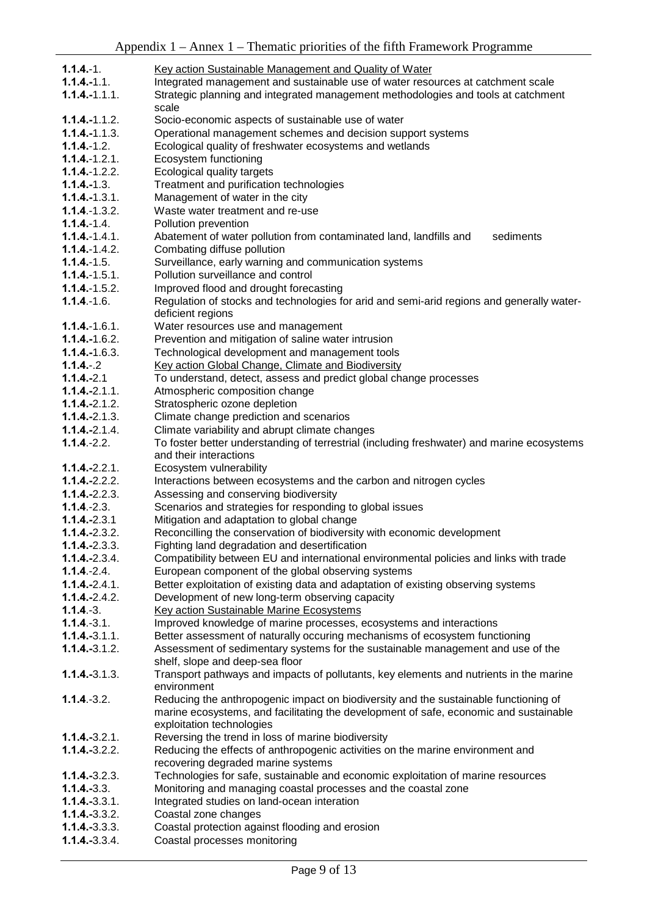| | |
|---|---|
| **1.1.4.**-1. | Key action Sustainable Management and Quality of Water |
| **1.1.4.-**1.1. | Integrated management and sustainable use of water resources at catchment scale |
| **1.1.4.-**1.1.1. | Strategic planning and integrated management methodologies and tools at catchment scale |
| **1.1.4.-**1.1.2. | Socio-economic aspects of sustainable use of water |
| **1.1.4.-**1.1.3. | Operational management schemes and decision support systems |
| **1.1.4.**-1.2. | Ecological quality of freshwater ecosystems and wetlands |
| **1.1.4.**-1.2.1. | Ecosystem functioning |
| **1.1.4.**-1.2.2. | Ecological quality targets |
| **1.1.4.-**1.3. | Treatment and purification technologies |
| **1.1.4.-**1.3.1. | Management of water in the city |
| **1.1.4**.-1.3.2. | Waste water treatment and re-use |
| **1.1.4.**-1.4. | Pollution prevention |
| **1.1.4.**-1.4.1. | Abatement of water pollution from contaminated land, landfills and sediments |
| **1.1.4.**-1.4.2. | Combating diffuse pollution |
| **1.1.4.**-1.5. | Surveillance, early warning and communication systems |
| **1.1.4.**-1.5.1. | Pollution surveillance and control |
| **1.1.4.**-1.5.2. | Improved flood and drought forecasting |
| **1.1.4**.-1.6. | Regulation of stocks and technologies for arid and semi-arid regions and generally water-deficient regions |
| **1.1.4.**-1.6.1. | Water resources use and management |
| **1.1.4.-**1.6.2. | Prevention and mitigation of saline water intrusion |
| **1.1.4.-**1.6.3. | Technological development and management tools |
| **1.1.4.**-.2 | Key action Global Change, Climate and Biodiversity |
| **1.1.4.-**2.1 | To understand, detect, assess and predict global change processes |
| **1.1.4.-**2.1.1. | Atmospheric composition change |
| **1.1.4.-**2.1.2. | Stratospheric ozone depletion |
| **1.1.4.-**2.1.3. | Climate change prediction and scenarios |
| **1.1.4.-**2.1.4. | Climate variability and abrupt climate changes |
| **1.1.4**.-2.2. | To foster better understanding of terrestrial (including freshwater) and marine ecosystems and their interactions |
| **1.1.4.-**2.2.1. | Ecosystem vulnerability |
| **1.1.4.-**2.2.2. | Interactions between ecosystems and the carbon and nitrogen cycles |
| **1.1.4.-**2.2.3. | Assessing and conserving biodiversity |
| **1.1.4**.-2.3. | Scenarios and strategies for responding to global issues |
| **1.1.4.-**2.3.1 | Mitigation and adaptation to global change |
| **1.1.4.-**2.3.2. | Reconcilling the conservation of biodiversity with economic development |
| **1.1.4.-**2.3.3. | Fighting land degradation and desertification |
| **1.1.4.-**2.3.4. | Compatibility between EU and international environmental policies and links with trade |
| **1.1.4**.-2.4. | European component of the global observing systems |
| **1.1.4.-**2.4.1. | Better exploitation of existing data and adaptation of existing observing systems |
| **1.1.4.-**2.4.2. | Development of new long-term observing capacity |
| **1.1.4**.-3. | Key action Sustainable Marine Ecosystems |
| **1.1.4**.-3.1. | Improved knowledge of marine processes, ecosystems and interactions |
| **1.1.4.-**3.1.1. | Better assessment of naturally occuring mechanisms of ecosystem functioning |
| **1.1.4.-**3.1.2. | Assessment of sedimentary systems for the sustainable management and use of the shelf, slope and deep-sea floor |
| **1.1.4.-**3.1.3. | Transport pathways and impacts of pollutants, key elements and nutrients in the marine environment |
| **1.1.4**.-3.2. | Reducing the anthropogenic impact on biodiversity and the sustainable functioning of marine ecosystems, and facilitating the development of safe, economic and sustainable exploitation technologies |
| **1.1.4.-**3.2.1. | Reversing the trend in loss of marine biodiversity |
| **1.1.4.-**3.2.2. | Reducing the effects of anthropogenic activities on the marine environment and recovering degraded marine systems |
| **1.1.4.-**3.2.3. | Technologies for safe, sustainable and economic exploitation of marine resources |
| **1.1.4.-**3.3. | Monitoring and managing coastal processes and the coastal zone |
| **1.1.4.-**3.3.1. | Integrated studies on land-ocean interation |
| **1.1.4.-**3.3.2. | Coastal zone changes |
| **1.1.4.-**3.3.3. | Coastal protection against flooding and erosion |
| **1.1.4.-**3.3.4. | Coastal processes monitoring |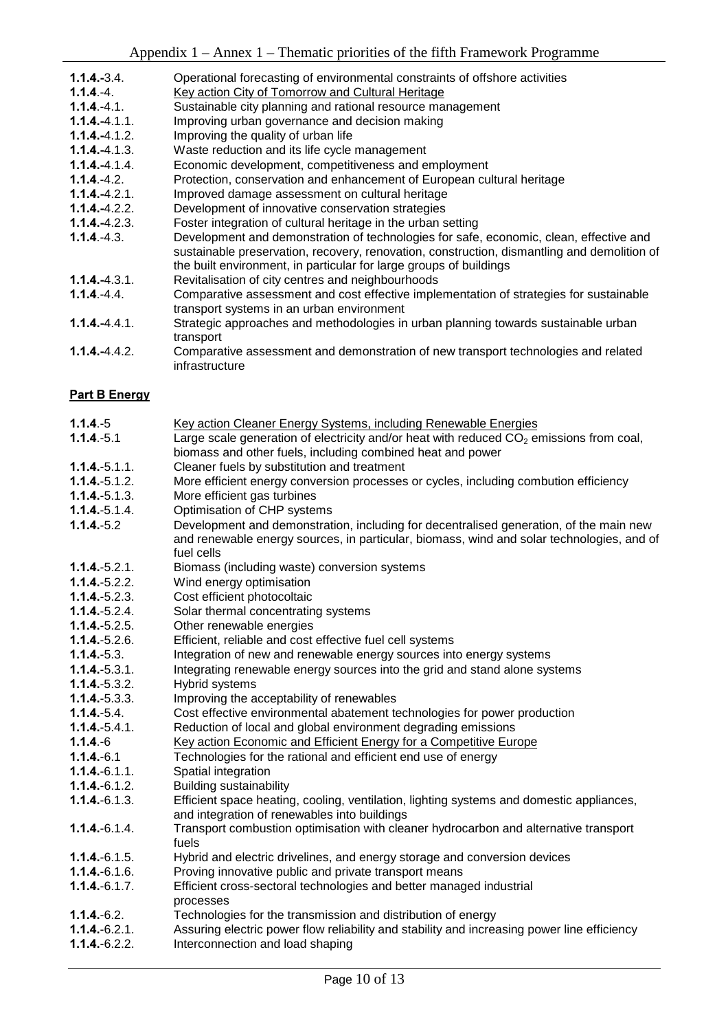**1.1.4.-**3.4. Operational forecasting of environmental constraints of offshore activities

**1.1.4**.-4. Key action City of Tomorrow and Cultural Heritage

**1.1.4**.-4.1. Sustainable city planning and rational resource management

**1.1.4.-**4.1.1. Improving urban governance and decision making

**1.1.4.-**4.1.2. Improving the quality of urban life

**1.1.4.-**4.1.3. Waste reduction and its life cycle management

**1.1.4.-**4.1.4. Economic development, competitiveness and employment

**1.1.4**.-4.2. Protection, conservation and enhancement of European cultural heritage

**1.1.4.-**4.2.1. Improved damage assessment on cultural heritage

**1.1.4.-**4.2.2. Development of innovative conservation strategies

**1.1.4.-**4.2.3. Foster integration of cultural heritage in the urban setting

**1.1.4**.-4.3. Development and demonstration of technologies for safe, economic, clean, effective and sustainable preservation, recovery, renovation, construction, dismantling and demolition of the built environment, in particular for large groups of buildings

**1.1.4.-**4.3.1. Revitalisation of city centres and neighbourhoods

**1.1.4**.-4.4. Comparative assessment and cost effective implementation of strategies for sustainable transport systems in an urban environment

**1.1.4.-**4.4.1. Strategic approaches and methodologies in urban planning towards sustainable urban transport

**1.1.4.-**4.4.2. Comparative assessment and demonstration of new transport technologies and related infrastructure

## Part B Energy

**1.1.4**.-5 Key action Cleaner Energy Systems, including Renewable Energies

**1.1.4**.-5.1 Large scale generation of electricity and/or heat with reduced $CO_2$ emissions from coal, biomass and other fuels, including combined heat and power

**1.1.4**.-5.1.1. Cleaner fuels by substitution and treatment

**1.1.4**.-5.1.2. More efficient energy conversion processes or cycles, including combution efficiency

**1.1.4**.-5.1.3. More efficient gas turbines

**1.1.4**.-5.1.4. Optimisation of CHP systems

**1.1.4**.-5.2 Development and demonstration, including for decentralised generation, of the main new and renewable energy sources, in particular, biomass, wind and solar technologies, and of fuel cells

**1.1.4**.-5.2.1. Biomass (including waste) conversion systems

**1.1.4**.-5.2.2. Wind energy optimisation

**1.1.4**.-5.2.3. Cost efficient photocoltaic

**1.1.4**.-5.2.4. Solar thermal concentrating systems

**1.1.4**.-5.2.5. Other renewable energies

**1.1.4**.-5.2.6. Efficient, reliable and cost effective fuel cell systems

**1.1.4**.-5.3. Integration of new and renewable energy sources into energy systems

**1.1.4**.-5.3.1. Integrating renewable energy sources into the grid and stand alone systems

**1.1.4**.-5.3.2. Hybrid systems

**1.1.4**.-5.3.3. Improving the acceptability of renewables

**1.1.4**.-5.4. Cost effective environmental abatement technologies for power production

**1.1.4**.-5.4.1. Reduction of local and global environment degrading emissions

**1.1.4**.-6 Key action Economic and Efficient Energy for a Competitive Europe

**1.1.4**.-6.1 Technologies for the rational and efficient end use of energy

**1.1.4**.-6.1.1. Spatial integration

**1.1.4**.-6.1.2. Building sustainability

**1.1.4**.-6.1.3. Efficient space heating, cooling, ventilation, lighting systems and domestic appliances, and integration of renewables into buildings

**1.1.4**.-6.1.4. Transport combustion optimisation with cleaner hydrocarbon and alternative transport fuels

**1.1.4**.-6.1.5. Hybrid and electric drivelines, and energy storage and conversion devices

**1.1.4**.-6.1.6. Proving innovative public and private transport means

**1.1.4**.-6.1.7. Efficient cross-sectoral technologies and better managed industrial processes

**1.1.4**.-6.2. Technologies for the transmission and distribution of energy

**1.1.4**.-6.2.1. Assuring electric power flow reliability and stability and increasing power line efficiency

**1.1.4**.-6.2.2. Interconnection and load shaping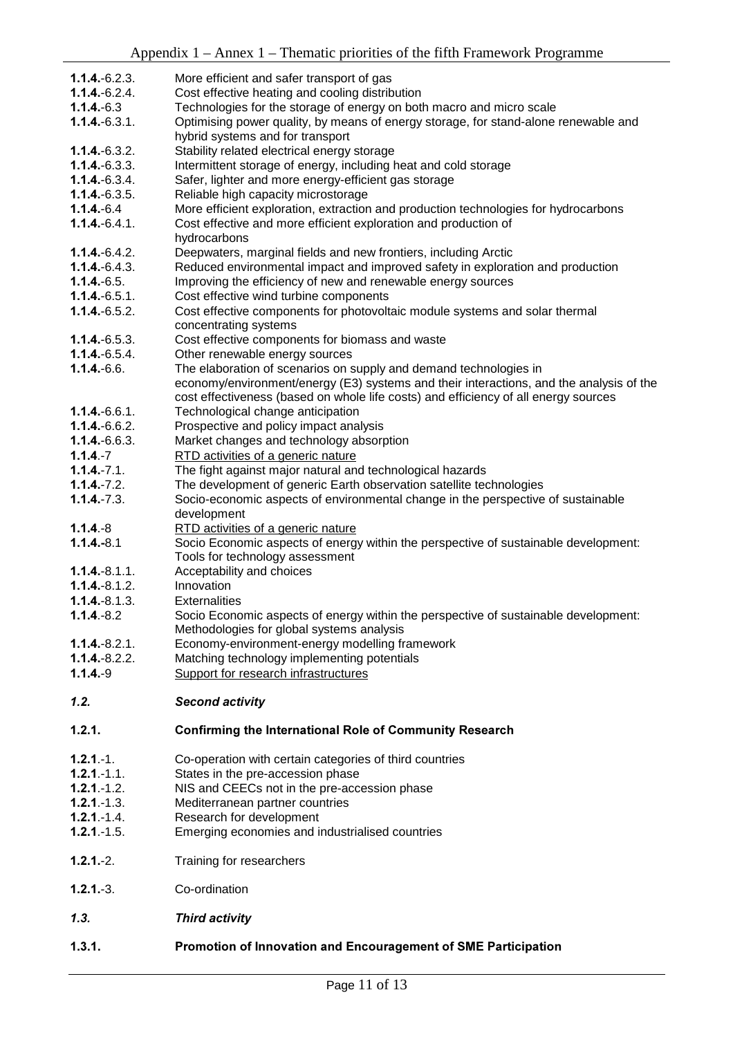| | |
|---|---|
| **1.1.4.**-6.2.3. | More efficient and safer transport of gas |
| **1.1.4.**-6.2.4. | Cost effective heating and cooling distribution |
| **1.1.4.**-6.3 | Technologies for the storage of energy on both macro and micro scale |
| **1.1.4.**-6.3.1. | Optimising power quality, by means of energy storage, for stand-alone renewable and hybrid systems and for transport |
| **1.1.4.**-6.3.2. | Stability related electrical energy storage |
| **1.1.4.**-6.3.3. | Intermittent storage of energy, including heat and cold storage |
| **1.1.4.**-6.3.4. | Safer, lighter and more energy-efficient gas storage |
| **1.1.4.**-6.3.5. | Reliable high capacity microstorage |
| **1.1.4.**-6.4 | More efficient exploration, extraction and production technologies for hydrocarbons |
| **1.1.4.**-6.4.1. | Cost effective and more efficient exploration and production of hydrocarbons |
| **1.1.4.**-6.4.2. | Deepwaters, marginal fields and new frontiers, including Arctic |
| **1.1.4.**-6.4.3. | Reduced environmental impact and improved safety in exploration and production |
| **1.1.4.**-6.5. | Improving the efficiency of new and renewable energy sources |
| **1.1.4.**-6.5.1. | Cost effective wind turbine components |
| **1.1.4.**-6.5.2. | Cost effective components for photovoltaic module systems and solar thermal concentrating systems |
| **1.1.4.**-6.5.3. | Cost effective components for biomass and waste |
| **1.1.4.**-6.5.4. | Other renewable energy sources |
| **1.1.4.**-6.6. | The elaboration of scenarios on supply and demand technologies in economy/environment/energy (E3) systems and their interactions, and the analysis of the cost effectiveness (based on whole life costs) and efficiency of all energy sources |
| **1.1.4.**-6.6.1. | Technological change anticipation |
| **1.1.4.**-6.6.2. | Prospective and policy impact analysis |
| **1.1.4.**-6.6.3. | Market changes and technology absorption |
| **1.1.4.**-7 | RTD activities of a generic nature |
| **1.1.4.**-7.1. | The fight against major natural and technological hazards |
| **1.1.4.**-7.2. | The development of generic Earth observation satellite technologies |
| **1.1.4.**-7.3. | Socio-economic aspects of environmental change in the perspective of sustainable development |
| **1.1.4.**-8 | RTD activities of a generic nature |
| **1.1.4.-**8.1 | Socio Economic aspects of energy within the perspective of sustainable development: Tools for technology assessment |
| **1.1.4.**-8.1.1. | Acceptability and choices |
| **1.1.4.**-8.1.2. | Innovation |
| **1.1.4.**-8.1.3. | Externalities |
| **1.1.4.**-8.2 | Socio Economic aspects of energy within the perspective of sustainable development: Methodologies for global systems analysis |
| **1.1.4.**-8.2.1. | Economy-environment-energy modelling framework |
| **1.1.4.**-8.2.2. | Matching technology implementing potentials |
| **1.1.4.**-9 | Support for research infrastructures |

## *1.2. Second activity*

### 1.2.1. Confirming the International Role of Community Research

| | |
|---|---|
| **1.2.1.**-1. | Co-operation with certain categories of third countries |
| **1.2.1.**-1.1. | States in the pre-accession phase |
| **1.2.1.**-1.2. | NIS and CEECs not in the pre-accession phase |
| **1.2.1.**-1.3. | Mediterranean partner countries |
| **1.2.1.**-1.4. | Research for development |
| **1.2.1.**-1.5. | Emerging economies and industrialised countries |
| **1.2.1.**-2. | Training for researchers |
| **1.2.1.**-3. | Co-ordination |

## *1.3. Third activity*

### 1.3.1. Promotion of Innovation and Encouragement of SME Participation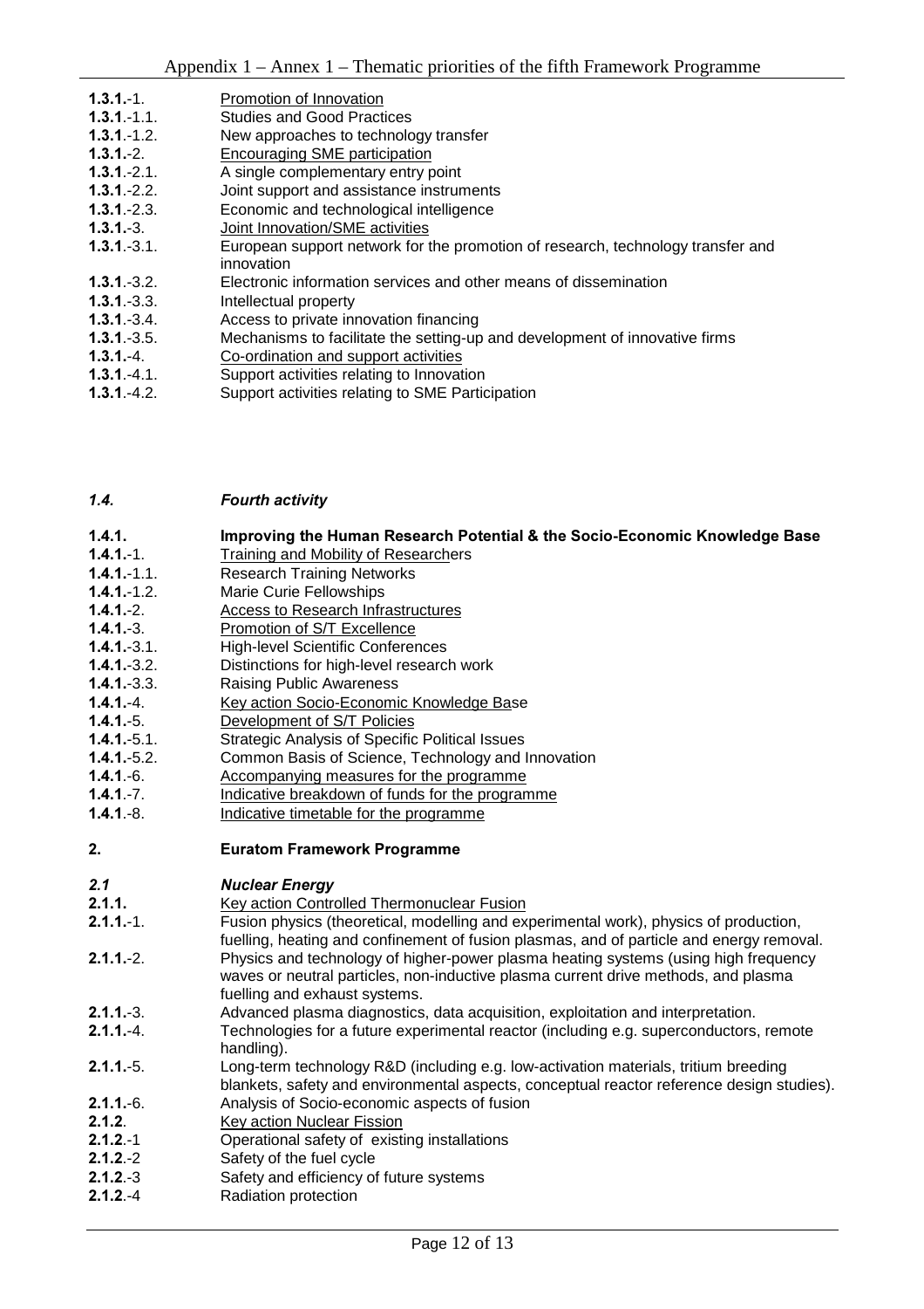| | |
|---|---|
| **1.3.1**.-1. | Promotion of Innovation |
| **1.3.1**.-1.1. | Studies and Good Practices |
| **1.3.1**.-1.2. | New approaches to technology transfer |
| **1.3.1**.-2. | Encouraging SME participation |
| **1.3.1**.-2.1. | A single complementary entry point |
| **1.3.1**.-2.2. | Joint support and assistance instruments |
| **1.3.1**.-2.3. | Economic and technological intelligence |
| **1.3.1**.-3. | Joint Innovation/SME activities |
| **1.3.1**.-3.1. | European support network for the promotion of research, technology transfer and innovation |
| **1.3.1**.-3.2. | Electronic information services and other means of dissemination |
| **1.3.1**.-3.3. | Intellectual property |
| **1.3.1**.-3.4. | Access to private innovation financing |
| **1.3.1**.-3.5. | Mechanisms to facilitate the setting-up and development of innovative firms |
| **1.3.1**.-4. | Co-ordination and support activities |
| **1.3.1**.-4.1. | Support activities relating to Innovation |
| **1.3.1**.-4.2. | Support activities relating to SME Participation |

### *1.4. Fourth activity*

| | |
|---|---|
| **1.4.1.** | **Improving the Human Research Potential & the Socio-Economic Knowledge Base** |
| **1.4.1.**-1. | Training and Mobility of Researchers |
| **1.4.1.**-1.1. | Research Training Networks |
| **1.4.1.**-1.2. | Marie Curie Fellowships |
| **1.4.1.**-2. | Access to Research Infrastructures |
| **1.4.1.**-3. | Promotion of S/T Excellence |
| **1.4.1.**-3.1. | High-level Scientific Conferences |
| **1.4.1.**-3.2. | Distinctions for high-level research work |
| **1.4.1.**-3.3. | Raising Public Awareness |
| **1.4.1.**-4. | Key action Socio-Economic Knowledge Base |
| **1.4.1.**-5. | Development of S/T Policies |
| **1.4.1.**-5.1. | Strategic Analysis of Specific Political Issues |
| **1.4.1.**-5.2. | Common Basis of Science, Technology and Innovation |
| **1.4.1**.-6. | Accompanying measures for the programme |
| **1.4.1**.-7. | Indicative breakdown of funds for the programme |
| **1.4.1**.-8. | Indicative timetable for the programme |

## 2. Euratom Framework Programme

### *2.1 Nuclear Energy*

| | |
|---|---|
| **2.1.1.** | Key action Controlled Thermonuclear Fusion |
| **2.1.1.**-1. | Fusion physics (theoretical, modelling and experimental work), physics of production, fuelling, heating and confinement of fusion plasmas, and of particle and energy removal. |
| **2.1.1.**-2. | Physics and technology of higher-power plasma heating systems (using high frequency waves or neutral particles, non-inductive plasma current drive methods, and plasma fuelling and exhaust systems. |
| **2.1.1.**-3. | Advanced plasma diagnostics, data acquisition, exploitation and interpretation. |
| **2.1.1.**-4. | Technologies for a future experimental reactor (including e.g. superconductors, remote handling). |
| **2.1.1.**-5. | Long-term technology R&D (including e.g. low-activation materials, tritium breeding blankets, safety and environmental aspects, conceptual reactor reference design studies). |
| **2.1.1.**-6. | Analysis of Socio-economic aspects of fusion |
| **2.1.2**. | Key action Nuclear Fission |
| **2.1.2**.-1 | Operational safety of existing installations |
| **2.1.2**.-2 | Safety of the fuel cycle |
| **2.1.2**.-3 | Safety and efficiency of future systems |
| **2.1.2**.-4 | Radiation protection |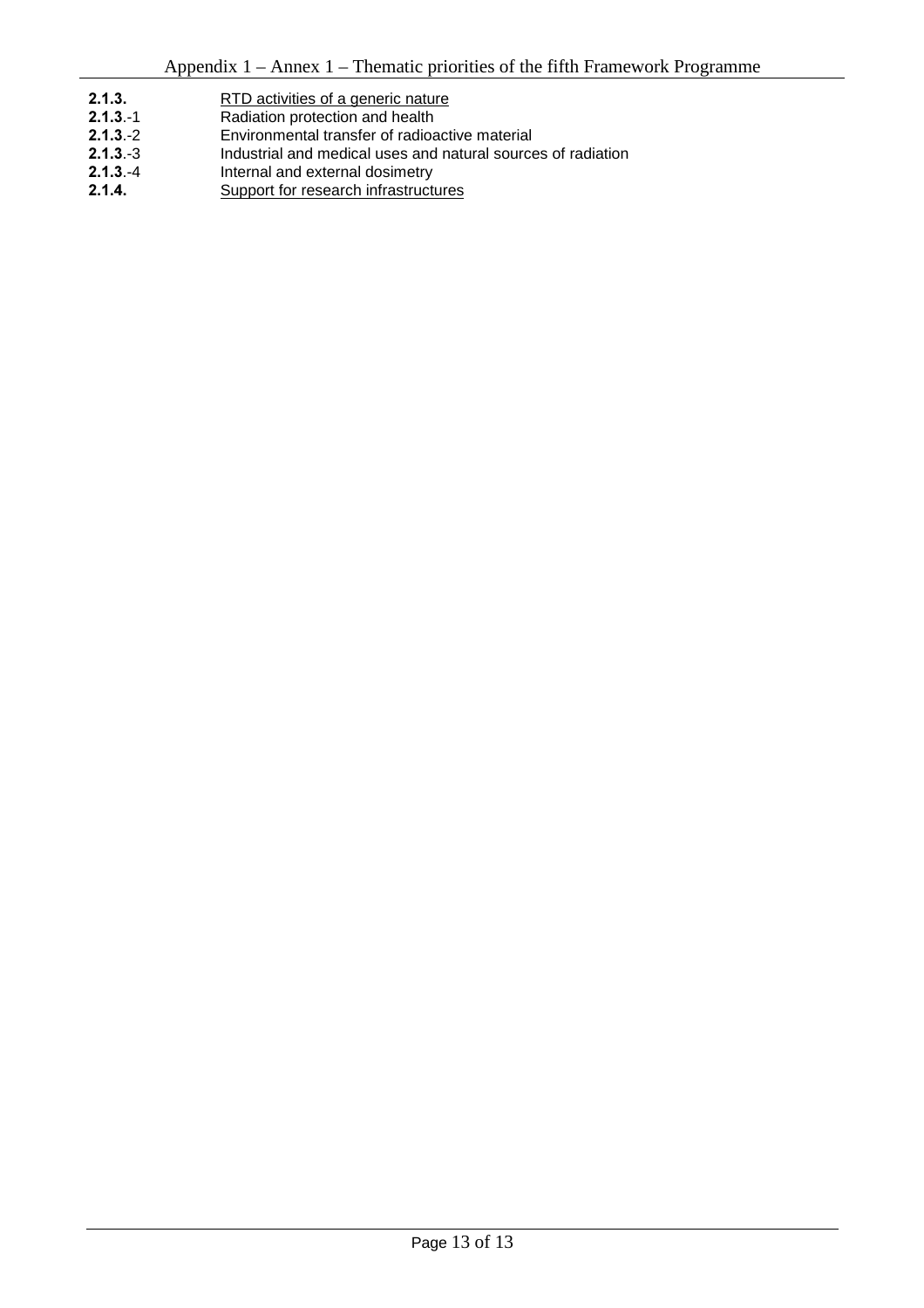**2.1.3.** RTD activities of a generic nature

**2.1.3.**-1 Radiation protection and health

**2.1.3.**-2 Environmental transfer of radioactive material

**2.1.3.**-3 Industrial and medical uses and natural sources of radiation

**2.1.3.**-4 Internal and external dosimetry

**2.1.4.** Support for research infrastructures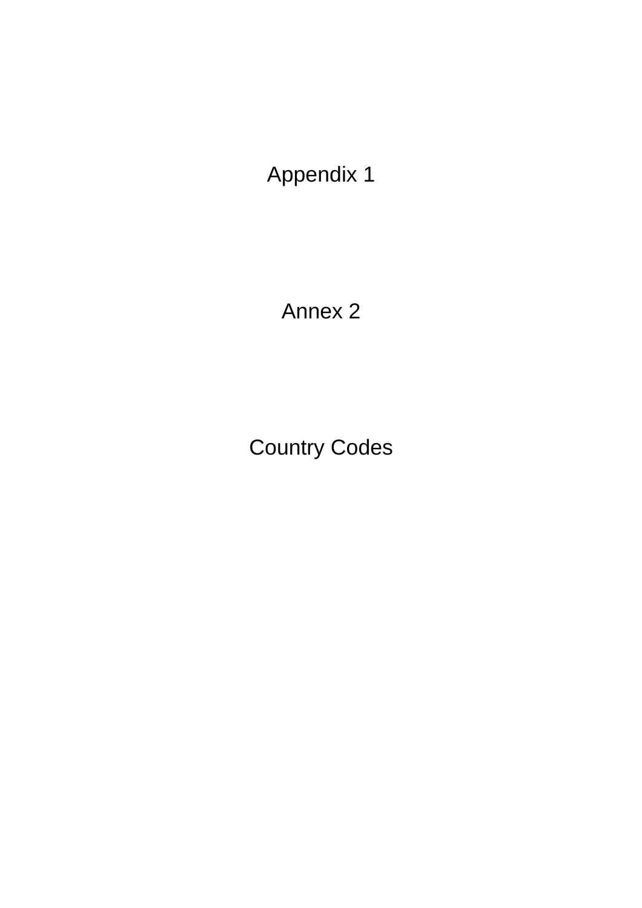# Appendix 1

# Annex 2

# Country Codes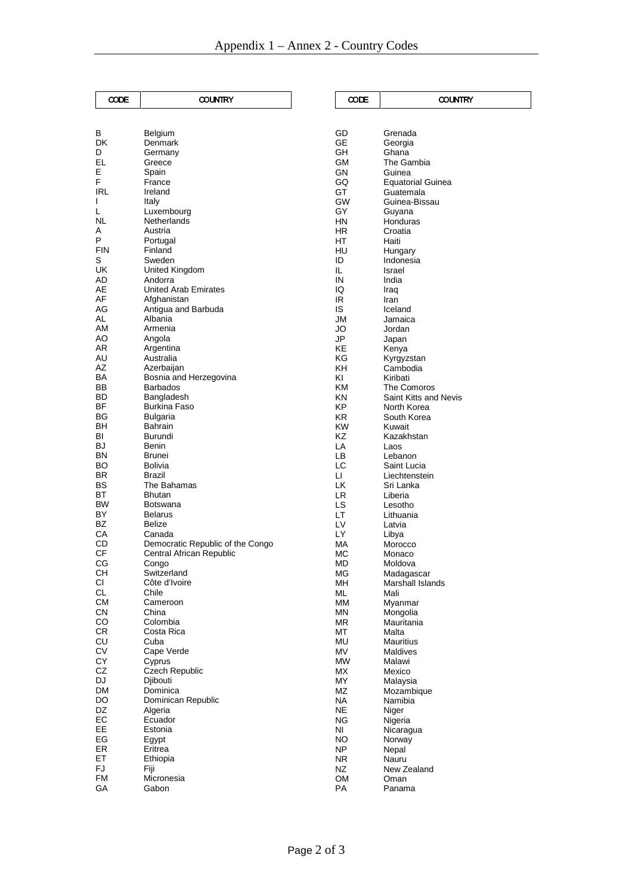# Appendix 1 – Annex 2 - Country Codes

| CODE | COUNTRY |
|---|---|
| B | Belgium |
| DK | Denmark |
| D | Germany |
| EL | Greece |
| E | Spain |
| F | France |
| IRL | Ireland |
| I | Italy |
| L | Luxembourg |
| NL | Netherlands |
| A | Austria |
| P | Portugal |
| FIN | Finland |
| S | Sweden |
| UK | United Kingdom |
| AD | Andorra |
| AE | United Arab Emirates |
| AF | Afghanistan |
| AG | Antigua and Barbuda |
| AL | Albania |
| AM | Armenia |
| AO | Angola |
| AR | Argentina |
| AU | Australia |
| AZ | Azerbaijan |
| BA | Bosnia and Herzegovina |
| BB | Barbados |
| BD | Bangladesh |
| BF | Burkina Faso |
| BG | Bulgaria |
| BH | Bahrain |
| BI | Burundi |
| BJ | Benin |
| BN | Brunei |
| BO | Bolivia |
| BR | Brazil |
| BS | The Bahamas |
| BT | Bhutan |
| BW | Botswana |
| BY | Belarus |
| BZ | Belize |
| CA | Canada |
| CD | Democratic Republic of the Congo |
| CF | Central African Republic |
| CG | Congo |
| CH | Switzerland |
| CI | Côte d'Ivoire |
| CL | Chile |
| CM | Cameroon |
| CN | China |
| CO | Colombia |
| CR | Costa Rica |
| CU | Cuba |
| CV | Cape Verde |
| CY | Cyprus |
| CZ | Czech Republic |
| DJ | Djibouti |
| DM | Dominica |
| DO | Dominican Republic |
| DZ | Algeria |
| EC | Ecuador |
| EE | Estonia |
| EG | Egypt |
| ER | Eritrea |
| ET | Ethiopia |
| FJ | Fiji |
| FM | Micronesia |
| GA | Gabon |
| GD | Grenada |
| GE | Georgia |
| GH | Ghana |
| GM | The Gambia |
| GN | Guinea |
| GQ | Equatorial Guinea |
| GT | Guatemala |
| GW | Guinea-Bissau |
| GY | Guyana |
| HN | Honduras |
| HR | Croatia |
| HT | Haiti |
| HU | Hungary |
| ID | Indonesia |
| IL | Israel |
| IN | India |
| IQ | Iraq |
| IR | Iran |
| IS | Iceland |
| JM | Jamaica |
| JO | Jordan |
| JP | Japan |
| KE | Kenya |
| KG | Kyrgyzstan |
| KH | Cambodia |
| KI | Kiribati |
| KM | The Comoros |
| KN | Saint Kitts and Nevis |
| KP | North Korea |
| KR | South Korea |
| KW | Kuwait |
| KZ | Kazakhstan |
| LA | Laos |
| LB | Lebanon |
| LC | Saint Lucia |
| LI | Liechtenstein |
| LK | Sri Lanka |
| LR | Liberia |
| LS | Lesotho |
| LT | Lithuania |
| LV | Latvia |
| LY | Libya |
| MA | Morocco |
| MC | Monaco |
| MD | Moldova |
| MG | Madagascar |
| MH | Marshall Islands |
| ML | Mali |
| MM | Myanmar |
| MN | Mongolia |
| MR | Mauritania |
| MT | Malta |
| MU | Mauritius |
| MV | Maldives |
| MW | Malawi |
| MX | Mexico |
| MY | Malaysia |
| MZ | Mozambique |
| NA | Namibia |
| NE | Niger |
| NG | Nigeria |
| NI | Nicaragua |
| NO | Norway |
| NP | Nepal |
| NR | Nauru |
| NZ | New Zealand |
| OM | Oman |
| PA | Panama |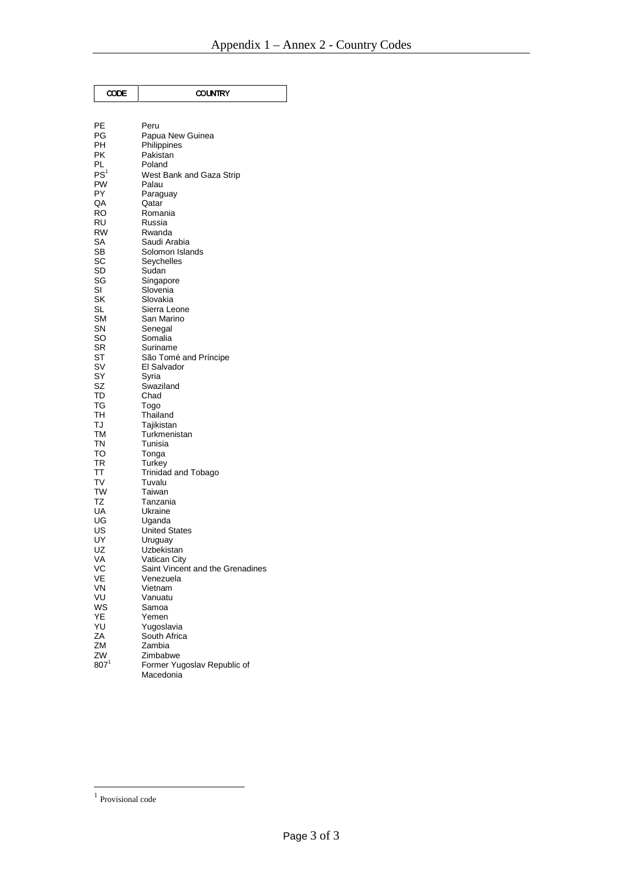| CODE | COUNTRY |
| --- | --- |
| PE | Peru |
| PG | Papua New Guinea |
| PH | Philippines |
| PK | Pakistan |
| PL | Poland |
| PS[1] | West Bank and Gaza Strip |
| PW | Palau |
| PY | Paraguay |
| QA | Qatar |
| RO | Romania |
| RU | Russia |
| RW | Rwanda |
| SA | Saudi Arabia |
| SB | Solomon Islands |
| SC | Seychelles |
| SD | Sudan |
| SG | Singapore |
| SI | Slovenia |
| SK | Slovakia |
| SL | Sierra Leone |
| SM | San Marino |
| SN | Senegal |
| SO | Somalia |
| SR | Suriname |
| ST | São Tomé and Príncipe |
| SV | El Salvador |
| SY | Syria |
| SZ | Swaziland |
| TD | Chad |
| TG | Togo |
| TH | Thailand |
| TJ | Tajikistan |
| TM | Turkmenistan |
| TN | Tunisia |
| TO | Tonga |
| TR | Turkey |
| TT | Trinidad and Tobago |
| TV | Tuvalu |
| TW | Taiwan |
| TZ | Tanzania |
| UA | Ukraine |
| UG | Uganda |
| US | United States |
| UY | Uruguay |
| UZ | Uzbekistan |
| VA | Vatican City |
| VC | Saint Vincent and the Grenadines |
| VE | Venezuela |
| VN | Vietnam |
| VU | Vanuatu |
| WS | Samoa |
| YE | Yemen |
| YU | Yugoslavia |
| ZA | South Africa |
| ZM | Zambia |
| ZW | Zimbabwe |
| 807[1] | Former Yugoslav Republic of Macedonia |

[1] Provisional code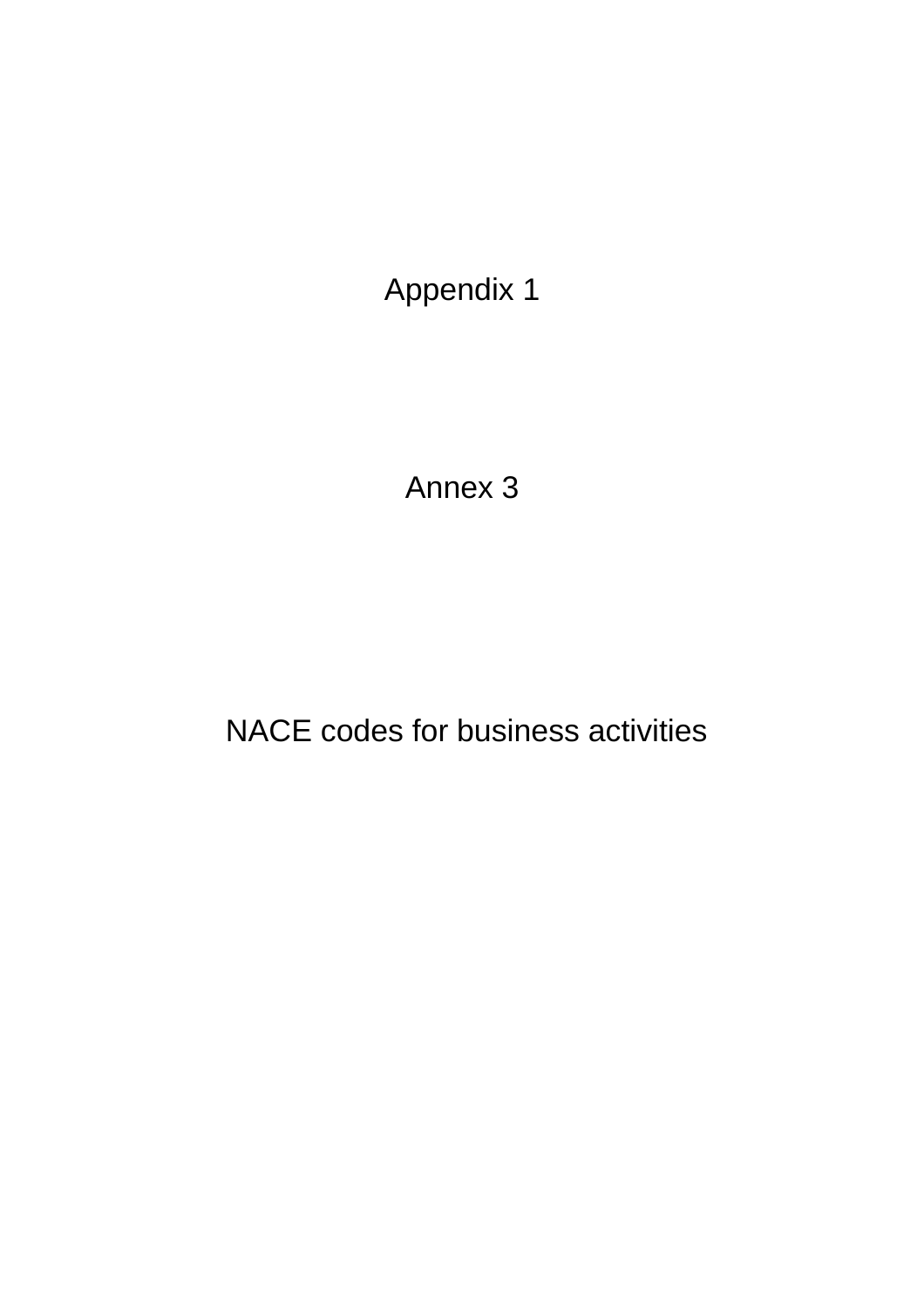# Appendix 1

# Annex 3

# NACE codes for business activities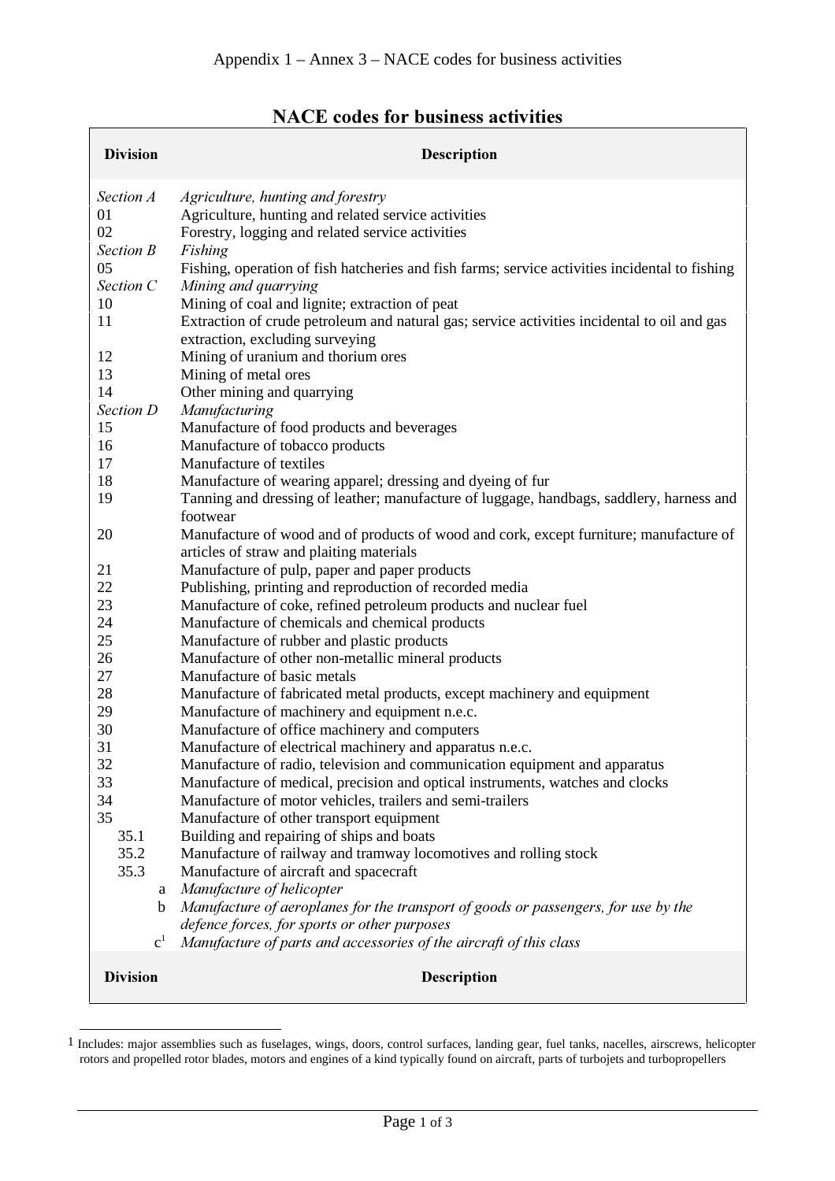Appendix 1 – Annex 3 – NACE codes for business activities

## NACE codes for business activities

| Division | Description |
| --- | --- |
| *Section A* | *Agriculture, hunting and forestry* |
| 01 | Agriculture, hunting and related service activities |
| 02 | Forestry, logging and related service activities |
| *Section B* | *Fishing* |
| 05 | Fishing, operation of fish hatcheries and fish farms; service activities incidental to fishing |
| *Section C* | *Mining and quarrying* |
| 10 | Mining of coal and lignite; extraction of peat |
| 11 | Extraction of crude petroleum and natural gas; service activities incidental to oil and gas extraction, excluding surveying |
| 12 | Mining of uranium and thorium ores |
| 13 | Mining of metal ores |
| 14 | Other mining and quarrying |
| *Section D* | *Manufacturing* |
| 15 | Manufacture of food products and beverages |
| 16 | Manufacture of tobacco products |
| 17 | Manufacture of textiles |
| 18 | Manufacture of wearing apparel; dressing and dyeing of fur |
| 19 | Tanning and dressing of leather; manufacture of luggage, handbags, saddlery, harness and footwear |
| 20 | Manufacture of wood and of products of wood and cork, except furniture; manufacture of articles of straw and plaiting materials |
| 21 | Manufacture of pulp, paper and paper products |
| 22 | Publishing, printing and reproduction of recorded media |
| 23 | Manufacture of coke, refined petroleum products and nuclear fuel |
| 24 | Manufacture of chemicals and chemical products |
| 25 | Manufacture of rubber and plastic products |
| 26 | Manufacture of other non-metallic mineral products |
| 27 | Manufacture of basic metals |
| 28 | Manufacture of fabricated metal products, except machinery and equipment |
| 29 | Manufacture of machinery and equipment n.e.c. |
| 30 | Manufacture of office machinery and computers |
| 31 | Manufacture of electrical machinery and apparatus n.e.c. |
| 32 | Manufacture of radio, television and communication equipment and apparatus |
| 33 | Manufacture of medical, precision and optical instruments, watches and clocks |
| 34 | Manufacture of motor vehicles, trailers and semi-trailers |
| 35 | Manufacture of other transport equipment |
| 35.1 | Building and repairing of ships and boats |
| 35.2 | Manufacture of railway and tramway locomotives and rolling stock |
| 35.3 | Manufacture of aircraft and spacecraft |
| a | *Manufacture of helicopter* |
| b | *Manufacture of aeroplanes for the transport of goods or passengers, for use by the defence forces, for sports or other purposes* |
| c[1] | *Manufacture of parts and accessories of the aircraft of this class* |

[1] Includes: major assemblies such as fuselages, wings, doors, control surfaces, landing gear, fuel tanks, nacelles, airscrews, helicopter rotors and propelled rotor blades, motors and engines of a kind typically found on aircraft, parts of turbojets and turbopropellers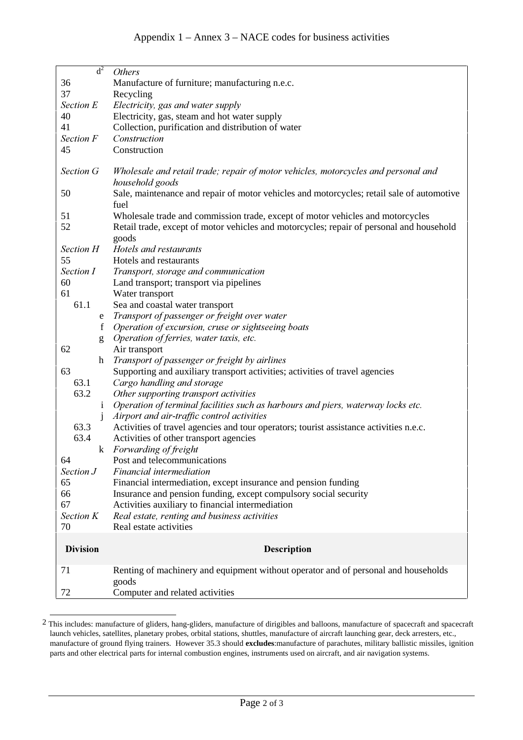Appendix 1 – Annex 3 – NACE codes for business activities

| | |
|---|---|
| d[2] | *Others* |
| 36 | Manufacture of furniture; manufacturing n.e.c. |
| 37 | Recycling |
| *Section E* | *Electricity, gas and water supply* |
| 40 | Electricity, gas, steam and hot water supply |
| 41 | Collection, purification and distribution of water |
| *Section F* | *Construction* |
| 45 | Construction |
| *Section G* | *Wholesale and retail trade; repair of motor vehicles, motorcycles and personal and household goods* |
| 50 | Sale, maintenance and repair of motor vehicles and motorcycles; retail sale of automotive fuel |
| 51 | Wholesale trade and commission trade, except of motor vehicles and motorcycles |
| 52 | Retail trade, except of motor vehicles and motorcycles; repair of personal and household goods |
| *Section H* | *Hotels and restaurants* |
| 55 | Hotels and restaurants |
| *Section I* | *Transport, storage and communication* |
| 60 | Land transport; transport via pipelines |
| 61 | Water transport |
| 61.1 | Sea and coastal water transport |
| e | *Transport of passenger or freight over water* |
| f | *Operation of excursion, cruse or sightseeing boats* |
| g | *Operation of ferries, water taxis, etc.* |
| 62 | Air transport |
| h | *Transport of passenger or freight by airlines* |
| 63 | Supporting and auxiliary transport activities; activities of travel agencies |
| 63.1 | *Cargo handling and storage* |
| 63.2 | *Other supporting transport activities* |
| i | *Operation of terminal facilities such as harbours and piers, waterway locks etc.* |
| j | *Airport and air-traffic control activities* |
| 63.3 | Activities of travel agencies and tour operators; tourist assistance activities n.e.c. |
| 63.4 | Activities of other transport agencies |
| k | *Forwarding of freight* |
| 64 | Post and telecommunications |
| *Section J* | *Financial intermediation* |
| 65 | Financial intermediation, except insurance and pension funding |
| 66 | Insurance and pension funding, except compulsory social security |
| 67 | Activities auxiliary to financial intermediation |
| *Section K* | *Real estate, renting and business activities* |
| 70 | Real estate activities |
| **Division** | **Description** |
| 71 | Renting of machinery and equipment without operator and of personal and households goods |
| 72 | Computer and related activities |

[2] This includes: manufacture of gliders, hang-gliders, manufacture of dirigibles and balloons, manufacture of spacecraft and spacecraft launch vehicles, satellites, planetary probes, orbital stations, shuttles, manufacture of aircraft launching gear, deck arresters, etc., manufacture of ground flying trainers. However 35.3 should **excludes**:manufacture of parachutes, military ballistic missiles, ignition parts and other electrical parts for internal combustion engines, instruments used on aircraft, and air navigation systems.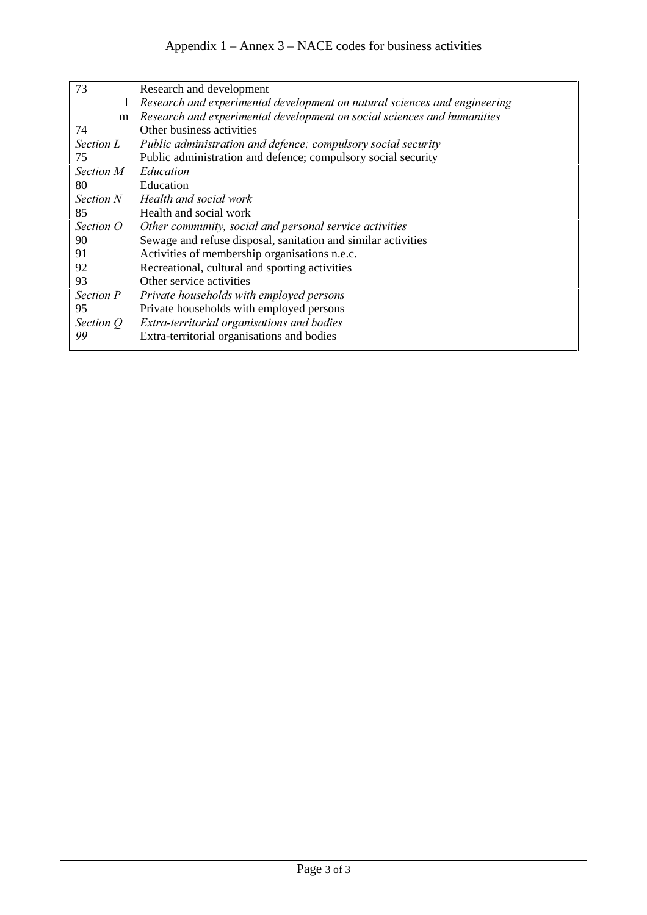Appendix 1 – Annex 3 – NACE codes for business activities

| | |
|---|---|
| 73 | Research and development |
| l | *Research and experimental development on natural sciences and engineering* |
| m | *Research and experimental development on social sciences and humanities* |
| 74 | Other business activities |
| *Section L* | *Public administration and defence; compulsory social security* |
| 75 | Public administration and defence; compulsory social security |
| *Section M* | *Education* |
| 80 | Education |
| *Section N* | *Health and social work* |
| 85 | Health and social work |
| *Section O* | *Other community, social and personal service activities* |
| 90 | Sewage and refuse disposal, sanitation and similar activities |
| 91 | Activities of membership organisations n.e.c. |
| 92 | Recreational, cultural and sporting activities |
| 93 | Other service activities |
| *Section P* | *Private households with employed persons* |
| 95 | Private households with employed persons |
| *Section Q* | *Extra-territorial organisations and bodies* |
| *99* | Extra-territorial organisations and bodies |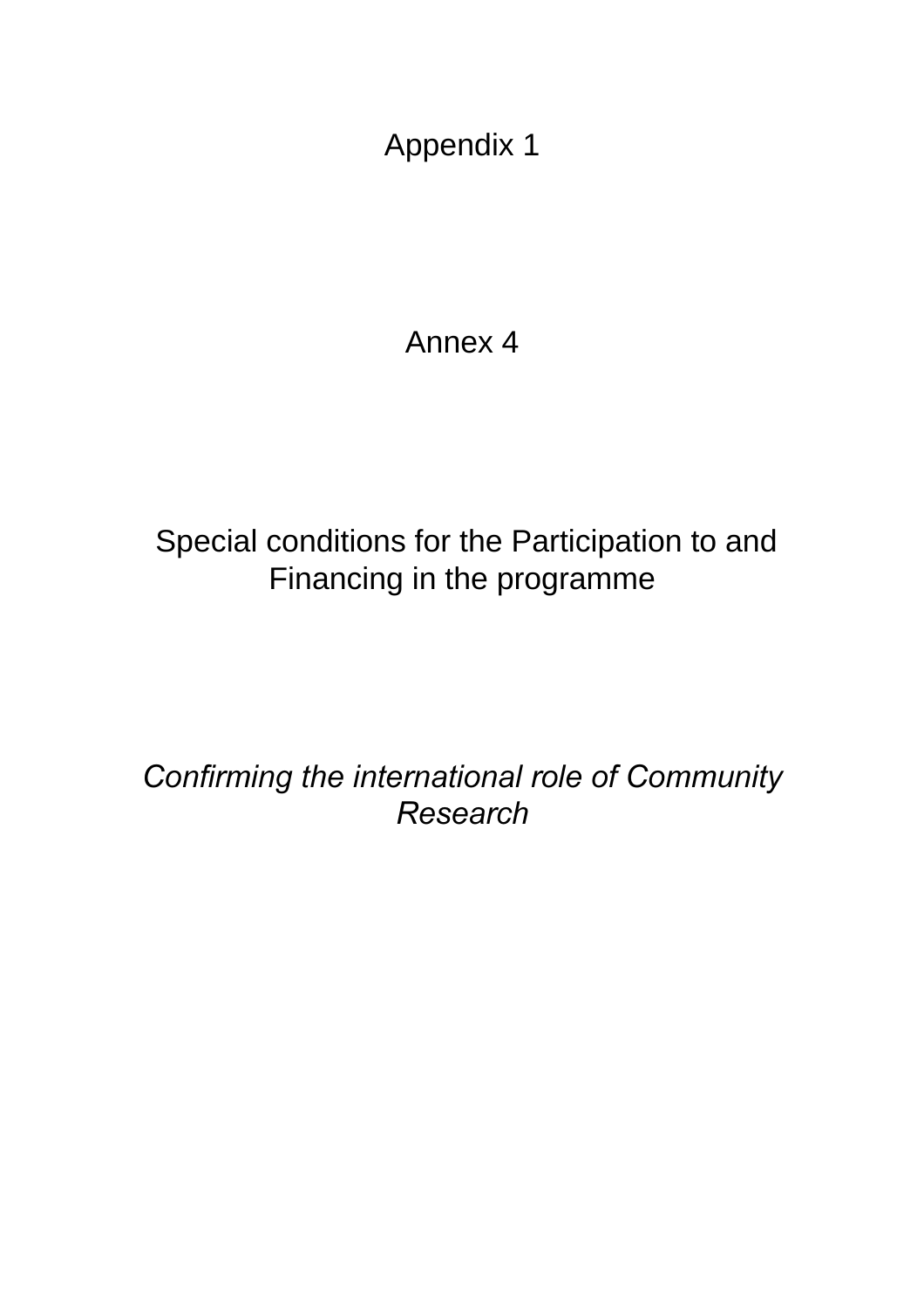# Appendix 1

# Annex 4

## Special conditions for the Participation to and Financing in the programme

*Confirming the international role of Community Research*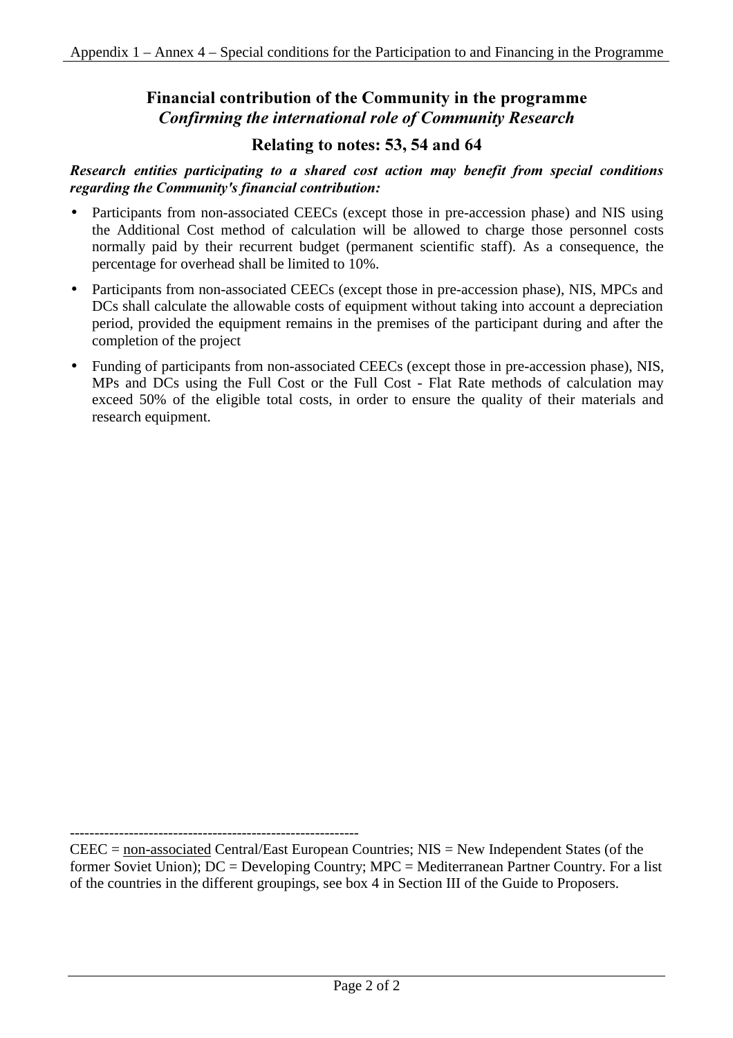## Financial contribution of the Community in the programme
### *Confirming the international role of Community Research*

### Relating to notes: 53, 54 and 64

***Research entities participating to a shared cost action may benefit from special conditions regarding the Community's financial contribution:***

- Participants from non-associated CEECs (except those in pre-accession phase) and NIS using the Additional Cost method of calculation will be allowed to charge those personnel costs normally paid by their recurrent budget (permanent scientific staff). As a consequence, the percentage for overhead shall be limited to 10%.
- Participants from non-associated CEECs (except those in pre-accession phase), NIS, MPCs and DCs shall calculate the allowable costs of equipment without taking into account a depreciation period, provided the equipment remains in the premises of the participant during and after the completion of the project
- Funding of participants from non-associated CEECs (except those in pre-accession phase), NIS, MPs and DCs using the Full Cost or the Full Cost - Flat Rate methods of calculation may exceed 50% of the eligible total costs, in order to ensure the quality of their materials and research equipment.

----------------------------------------------------------

CEEC = non-associated Central/East European Countries; NIS = New Independent States (of the former Soviet Union); DC = Developing Country; MPC = Mediterranean Partner Country. For a list of the countries in the different groupings, see box 4 in Section III of the Guide to Proposers.